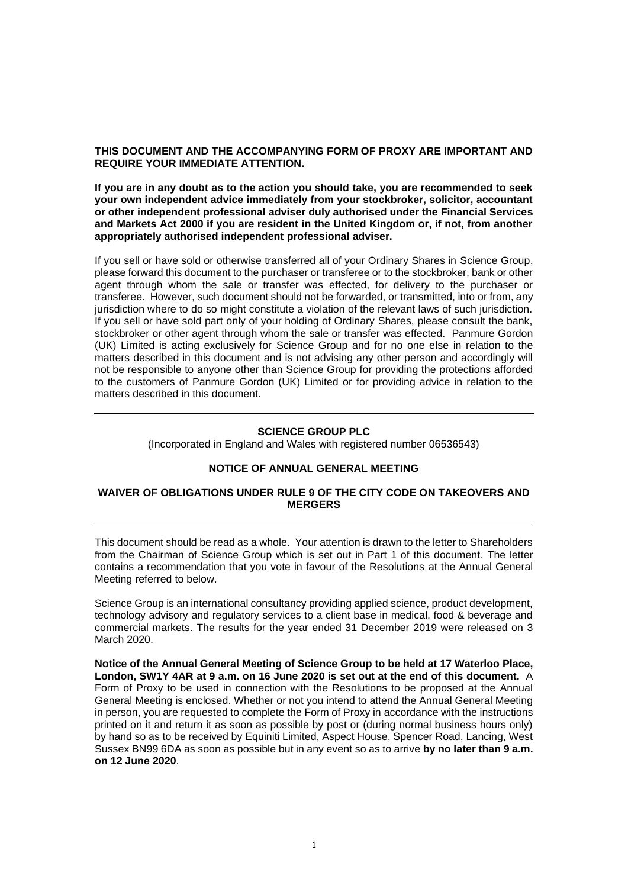**THIS DOCUMENT AND THE ACCOMPANYING FORM OF PROXY ARE IMPORTANT AND REQUIRE YOUR IMMEDIATE ATTENTION.**

**If you are in any doubt as to the action you should take, you are recommended to seek your own independent advice immediately from your stockbroker, solicitor, accountant or other independent professional adviser duly authorised under the Financial Services and Markets Act 2000 if you are resident in the United Kingdom or, if not, from another appropriately authorised independent professional adviser.**

If you sell or have sold or otherwise transferred all of your Ordinary Shares in Science Group, please forward this document to the purchaser or transferee or to the stockbroker, bank or other agent through whom the sale or transfer was effected, for delivery to the purchaser or transferee. However, such document should not be forwarded, or transmitted, into or from, any jurisdiction where to do so might constitute a violation of the relevant laws of such jurisdiction. If you sell or have sold part only of your holding of Ordinary Shares, please consult the bank, stockbroker or other agent through whom the sale or transfer was effected. Panmure Gordon (UK) Limited is acting exclusively for Science Group and for no one else in relation to the matters described in this document and is not advising any other person and accordingly will not be responsible to anyone other than Science Group for providing the protections afforded to the customers of Panmure Gordon (UK) Limited or for providing advice in relation to the matters described in this document.

---

**SCIENCE GROUP PLC**

(Incorporated in England and Wales with registered number 06536543)

**NOTICE OF ANNUAL GENERAL MEETING**

**WAIVER OF OBLIGATIONS UNDER RULE 9 OF THE CITY CODE ON TAKEOVERS AND MERGERS**

---

This document should be read as a whole. Your attention is drawn to the letter to Shareholders from the Chairman of Science Group which is set out in Part 1 of this document. The letter contains a recommendation that you vote in favour of the Resolutions at the Annual General Meeting referred to below.

Science Group is an international consultancy providing applied science, product development, technology advisory and regulatory services to a client base in medical, food & beverage and commercial markets. The results for the year ended 31 December 2019 were released on 3 March 2020.

**Notice of the Annual General Meeting of Science Group to be held at 17 Waterloo Place, London, SW1Y 4AR at 9 a.m. on 16 June 2020 is set out at the end of this document.** A Form of Proxy to be used in connection with the Resolutions to be proposed at the Annual General Meeting is enclosed. Whether or not you intend to attend the Annual General Meeting in person, you are requested to complete the Form of Proxy in accordance with the instructions printed on it and return it as soon as possible by post or (during normal business hours only) by hand so as to be received by Equiniti Limited, Aspect House, Spencer Road, Lancing, West Sussex BN99 6DA as soon as possible but in any event so as to arrive **by no later than 9 a.m. on 12 June 2020**.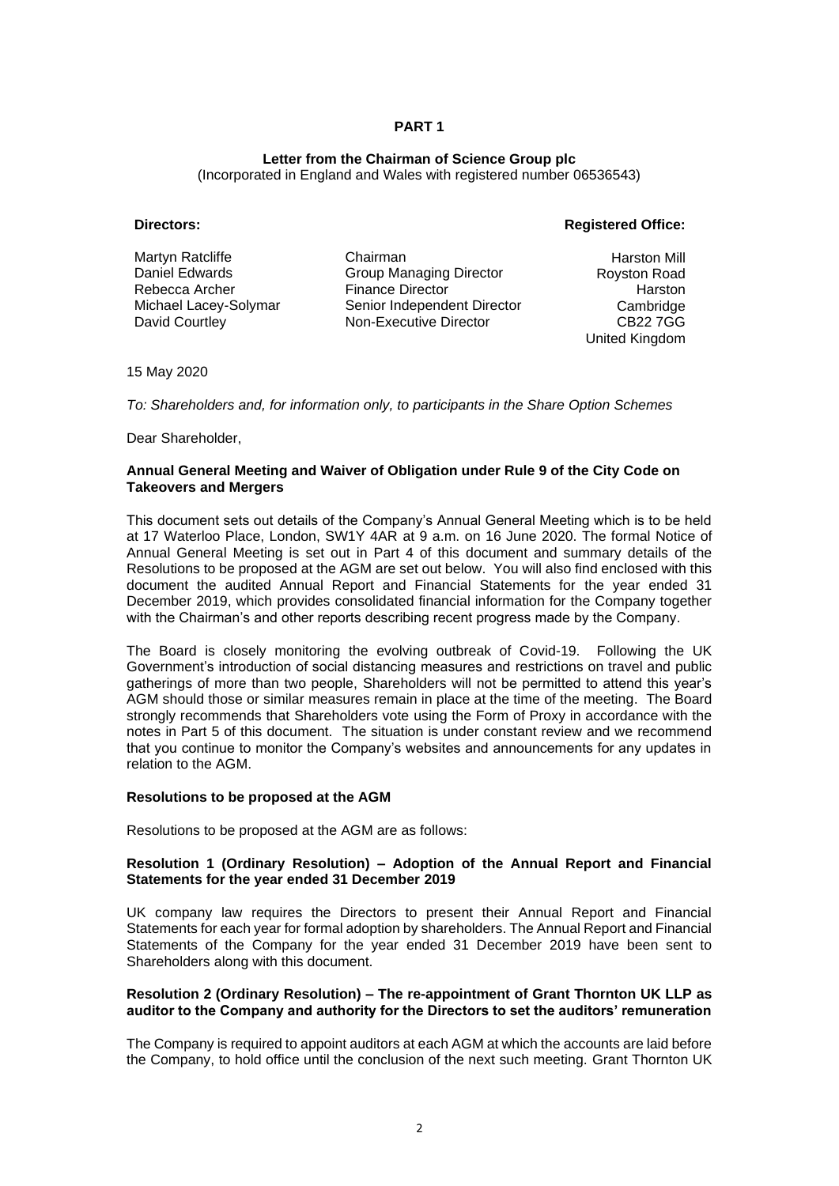# PART 1

**Letter from the Chairman of Science Group plc**
(Incorporated in England and Wales with registered number 06536543)

**Directors:**

| | |
|---|---|
| Martyn Ratcliffe | Chairman |
| Daniel Edwards | Group Managing Director |
| Rebecca Archer | Finance Director |
| Michael Lacey-Solymar | Senior Independent Director |
| David Courtley | Non-Executive Director |

**Registered Office:**

Harston Mill
Royston Road
Harston
Cambridge
CB22 7GG
United Kingdom

15 May 2020

*To: Shareholders and, for information only, to participants in the Share Option Schemes*

Dear Shareholder,

**Annual General Meeting and Waiver of Obligation under Rule 9 of the City Code on Takeovers and Mergers**

This document sets out details of the Company's Annual General Meeting which is to be held at 17 Waterloo Place, London, SW1Y 4AR at 9 a.m. on 16 June 2020. The formal Notice of Annual General Meeting is set out in Part 4 of this document and summary details of the Resolutions to be proposed at the AGM are set out below. You will also find enclosed with this document the audited Annual Report and Financial Statements for the year ended 31 December 2019, which provides consolidated financial information for the Company together with the Chairman's and other reports describing recent progress made by the Company.

The Board is closely monitoring the evolving outbreak of Covid-19. Following the UK Government's introduction of social distancing measures and restrictions on travel and public gatherings of more than two people, Shareholders will not be permitted to attend this year's AGM should those or similar measures remain in place at the time of the meeting. The Board strongly recommends that Shareholders vote using the Form of Proxy in accordance with the notes in Part 5 of this document. The situation is under constant review and we recommend that you continue to monitor the Company's websites and announcements for any updates in relation to the AGM.

**Resolutions to be proposed at the AGM**

Resolutions to be proposed at the AGM are as follows:

**Resolution 1 (Ordinary Resolution) – Adoption of the Annual Report and Financial Statements for the year ended 31 December 2019**

UK company law requires the Directors to present their Annual Report and Financial Statements for each year for formal adoption by shareholders. The Annual Report and Financial Statements of the Company for the year ended 31 December 2019 have been sent to Shareholders along with this document.

**Resolution 2 (Ordinary Resolution) – The re-appointment of Grant Thornton UK LLP as auditor to the Company and authority for the Directors to set the auditors' remuneration**

The Company is required to appoint auditors at each AGM at which the accounts are laid before the Company, to hold office until the conclusion of the next such meeting. Grant Thornton UK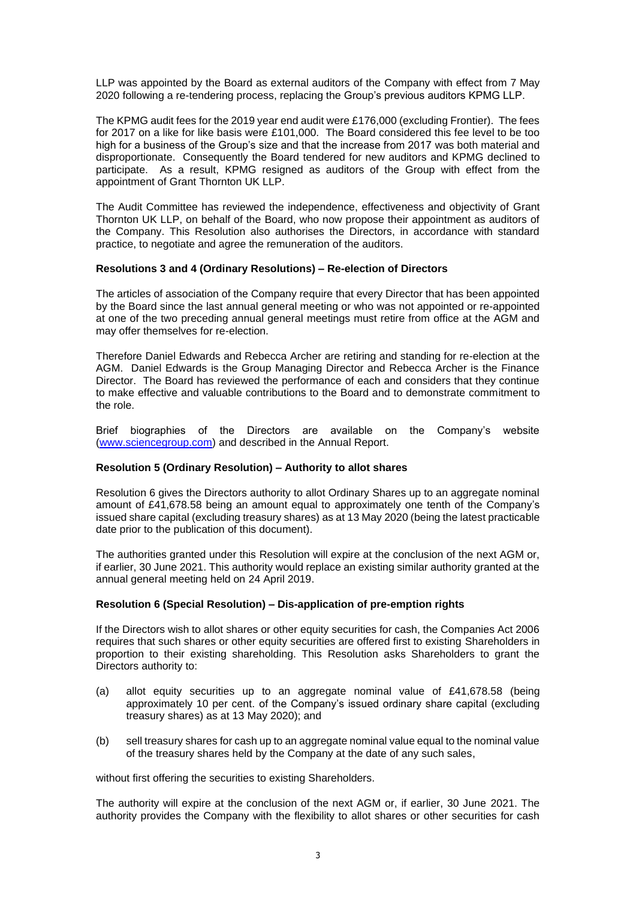LLP was appointed by the Board as external auditors of the Company with effect from 7 May 2020 following a re-tendering process, replacing the Group's previous auditors KPMG LLP.

The KPMG audit fees for the 2019 year end audit were £176,000 (excluding Frontier). The fees for 2017 on a like for like basis were £101,000. The Board considered this fee level to be too high for a business of the Group's size and that the increase from 2017 was both material and disproportionate. Consequently the Board tendered for new auditors and KPMG declined to participate. As a result, KPMG resigned as auditors of the Group with effect from the appointment of Grant Thornton UK LLP.

The Audit Committee has reviewed the independence, effectiveness and objectivity of Grant Thornton UK LLP, on behalf of the Board, who now propose their appointment as auditors of the Company. This Resolution also authorises the Directors, in accordance with standard practice, to negotiate and agree the remuneration of the auditors.

**Resolutions 3 and 4 (Ordinary Resolutions) – Re-election of Directors**

The articles of association of the Company require that every Director that has been appointed by the Board since the last annual general meeting or who was not appointed or re-appointed at one of the two preceding annual general meetings must retire from office at the AGM and may offer themselves for re-election.

Therefore Daniel Edwards and Rebecca Archer are retiring and standing for re-election at the AGM. Daniel Edwards is the Group Managing Director and Rebecca Archer is the Finance Director. The Board has reviewed the performance of each and considers that they continue to make effective and valuable contributions to the Board and to demonstrate commitment to the role.

Brief biographies of the Directors are available on the Company's website (www.sciencegroup.com) and described in the Annual Report.

**Resolution 5 (Ordinary Resolution) – Authority to allot shares**

Resolution 6 gives the Directors authority to allot Ordinary Shares up to an aggregate nominal amount of £41,678.58 being an amount equal to approximately one tenth of the Company's issued share capital (excluding treasury shares) as at 13 May 2020 (being the latest practicable date prior to the publication of this document).

The authorities granted under this Resolution will expire at the conclusion of the next AGM or, if earlier, 30 June 2021. This authority would replace an existing similar authority granted at the annual general meeting held on 24 April 2019.

**Resolution 6 (Special Resolution) – Dis-application of pre-emption rights**

If the Directors wish to allot shares or other equity securities for cash, the Companies Act 2006 requires that such shares or other equity securities are offered first to existing Shareholders in proportion to their existing shareholding. This Resolution asks Shareholders to grant the Directors authority to:

(a) allot equity securities up to an aggregate nominal value of £41,678.58 (being approximately 10 per cent. of the Company's issued ordinary share capital (excluding treasury shares) as at 13 May 2020); and

(b) sell treasury shares for cash up to an aggregate nominal value equal to the nominal value of the treasury shares held by the Company at the date of any such sales,

without first offering the securities to existing Shareholders.

The authority will expire at the conclusion of the next AGM or, if earlier, 30 June 2021. The authority provides the Company with the flexibility to allot shares or other securities for cash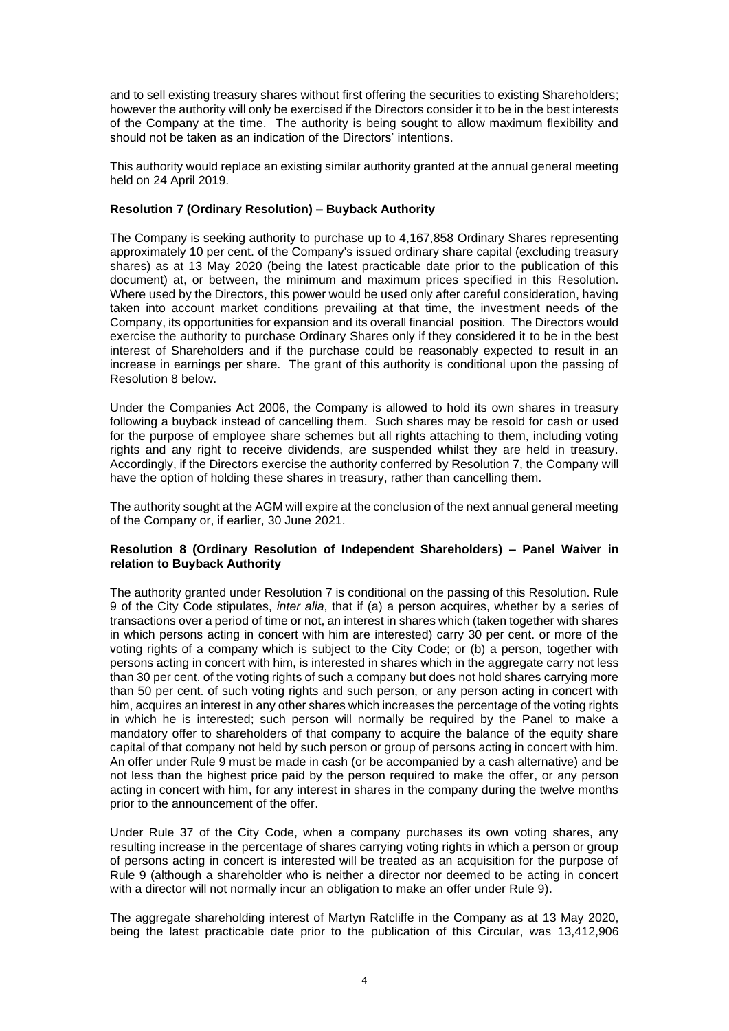and to sell existing treasury shares without first offering the securities to existing Shareholders; however the authority will only be exercised if the Directors consider it to be in the best interests of the Company at the time. The authority is being sought to allow maximum flexibility and should not be taken as an indication of the Directors' intentions.

This authority would replace an existing similar authority granted at the annual general meeting held on 24 April 2019.

**Resolution 7 (Ordinary Resolution) – Buyback Authority**

The Company is seeking authority to purchase up to 4,167,858 Ordinary Shares representing approximately 10 per cent. of the Company's issued ordinary share capital (excluding treasury shares) as at 13 May 2020 (being the latest practicable date prior to the publication of this document) at, or between, the minimum and maximum prices specified in this Resolution. Where used by the Directors, this power would be used only after careful consideration, having taken into account market conditions prevailing at that time, the investment needs of the Company, its opportunities for expansion and its overall financial position. The Directors would exercise the authority to purchase Ordinary Shares only if they considered it to be in the best interest of Shareholders and if the purchase could be reasonably expected to result in an increase in earnings per share. The grant of this authority is conditional upon the passing of Resolution 8 below.

Under the Companies Act 2006, the Company is allowed to hold its own shares in treasury following a buyback instead of cancelling them. Such shares may be resold for cash or used for the purpose of employee share schemes but all rights attaching to them, including voting rights and any right to receive dividends, are suspended whilst they are held in treasury. Accordingly, if the Directors exercise the authority conferred by Resolution 7, the Company will have the option of holding these shares in treasury, rather than cancelling them.

The authority sought at the AGM will expire at the conclusion of the next annual general meeting of the Company or, if earlier, 30 June 2021.

**Resolution 8 (Ordinary Resolution of Independent Shareholders) – Panel Waiver in relation to Buyback Authority**

The authority granted under Resolution 7 is conditional on the passing of this Resolution. Rule 9 of the City Code stipulates, *inter alia*, that if (a) a person acquires, whether by a series of transactions over a period of time or not, an interest in shares which (taken together with shares in which persons acting in concert with him are interested) carry 30 per cent. or more of the voting rights of a company which is subject to the City Code; or (b) a person, together with persons acting in concert with him, is interested in shares which in the aggregate carry not less than 30 per cent. of the voting rights of such a company but does not hold shares carrying more than 50 per cent. of such voting rights and such person, or any person acting in concert with him, acquires an interest in any other shares which increases the percentage of the voting rights in which he is interested; such person will normally be required by the Panel to make a mandatory offer to shareholders of that company to acquire the balance of the equity share capital of that company not held by such person or group of persons acting in concert with him. An offer under Rule 9 must be made in cash (or be accompanied by a cash alternative) and be not less than the highest price paid by the person required to make the offer, or any person acting in concert with him, for any interest in shares in the company during the twelve months prior to the announcement of the offer.

Under Rule 37 of the City Code, when a company purchases its own voting shares, any resulting increase in the percentage of shares carrying voting rights in which a person or group of persons acting in concert is interested will be treated as an acquisition for the purpose of Rule 9 (although a shareholder who is neither a director nor deemed to be acting in concert with a director will not normally incur an obligation to make an offer under Rule 9).

The aggregate shareholding interest of Martyn Ratcliffe in the Company as at 13 May 2020, being the latest practicable date prior to the publication of this Circular, was 13,412,906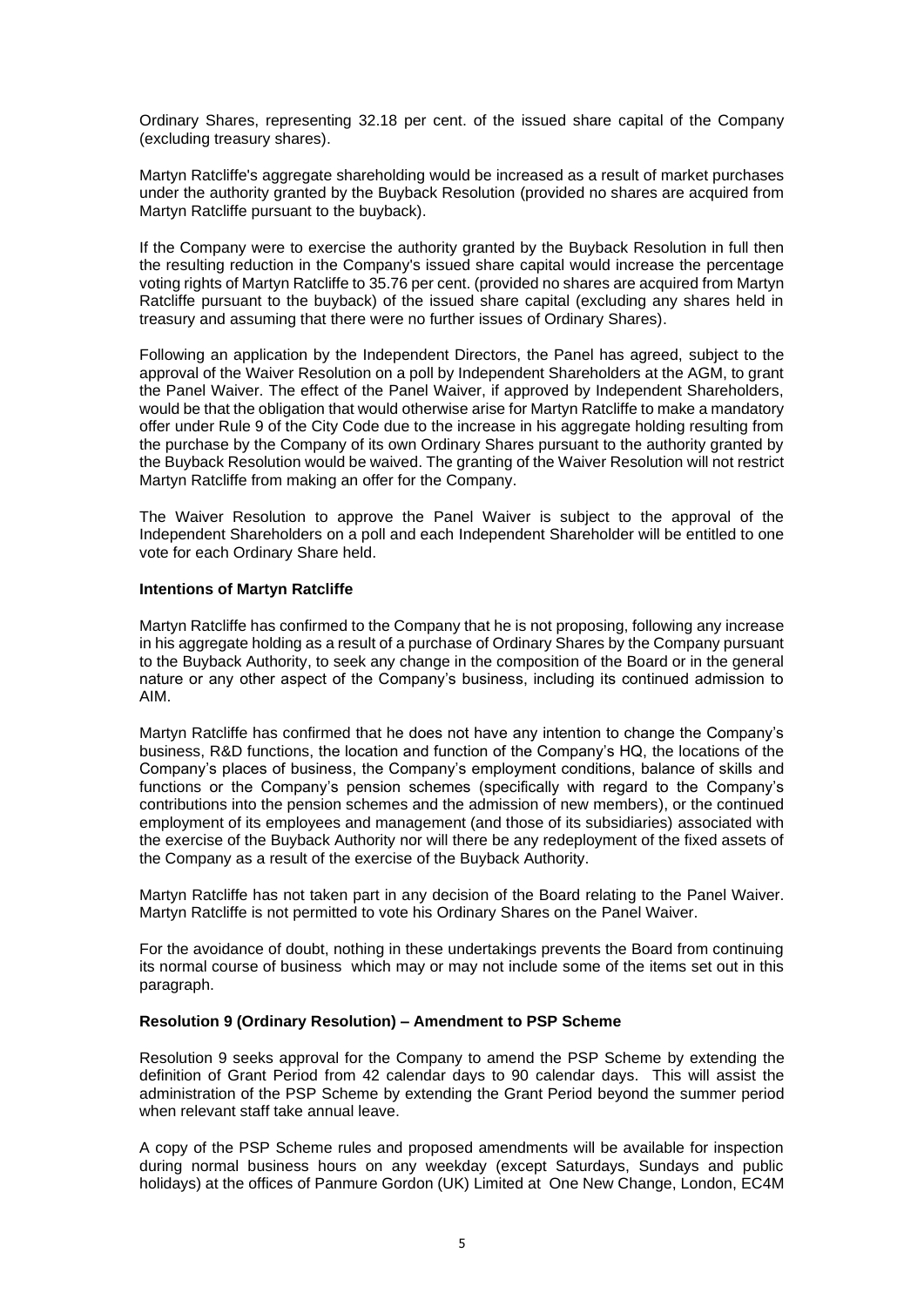Ordinary Shares, representing 32.18 per cent. of the issued share capital of the Company (excluding treasury shares).

Martyn Ratcliffe's aggregate shareholding would be increased as a result of market purchases under the authority granted by the Buyback Resolution (provided no shares are acquired from Martyn Ratcliffe pursuant to the buyback).

If the Company were to exercise the authority granted by the Buyback Resolution in full then the resulting reduction in the Company's issued share capital would increase the percentage voting rights of Martyn Ratcliffe to 35.76 per cent. (provided no shares are acquired from Martyn Ratcliffe pursuant to the buyback) of the issued share capital (excluding any shares held in treasury and assuming that there were no further issues of Ordinary Shares).

Following an application by the Independent Directors, the Panel has agreed, subject to the approval of the Waiver Resolution on a poll by Independent Shareholders at the AGM, to grant the Panel Waiver. The effect of the Panel Waiver, if approved by Independent Shareholders, would be that the obligation that would otherwise arise for Martyn Ratcliffe to make a mandatory offer under Rule 9 of the City Code due to the increase in his aggregate holding resulting from the purchase by the Company of its own Ordinary Shares pursuant to the authority granted by the Buyback Resolution would be waived. The granting of the Waiver Resolution will not restrict Martyn Ratcliffe from making an offer for the Company.

The Waiver Resolution to approve the Panel Waiver is subject to the approval of the Independent Shareholders on a poll and each Independent Shareholder will be entitled to one vote for each Ordinary Share held.

**Intentions of Martyn Ratcliffe**

Martyn Ratcliffe has confirmed to the Company that he is not proposing, following any increase in his aggregate holding as a result of a purchase of Ordinary Shares by the Company pursuant to the Buyback Authority, to seek any change in the composition of the Board or in the general nature or any other aspect of the Company's business, including its continued admission to AIM.

Martyn Ratcliffe has confirmed that he does not have any intention to change the Company's business, R&D functions, the location and function of the Company's HQ, the locations of the Company's places of business, the Company's employment conditions, balance of skills and functions or the Company's pension schemes (specifically with regard to the Company's contributions into the pension schemes and the admission of new members), or the continued employment of its employees and management (and those of its subsidiaries) associated with the exercise of the Buyback Authority nor will there be any redeployment of the fixed assets of the Company as a result of the exercise of the Buyback Authority.

Martyn Ratcliffe has not taken part in any decision of the Board relating to the Panel Waiver. Martyn Ratcliffe is not permitted to vote his Ordinary Shares on the Panel Waiver.

For the avoidance of doubt, nothing in these undertakings prevents the Board from continuing its normal course of business which may or may not include some of the items set out in this paragraph.

**Resolution 9 (Ordinary Resolution) – Amendment to PSP Scheme**

Resolution 9 seeks approval for the Company to amend the PSP Scheme by extending the definition of Grant Period from 42 calendar days to 90 calendar days. This will assist the administration of the PSP Scheme by extending the Grant Period beyond the summer period when relevant staff take annual leave.

A copy of the PSP Scheme rules and proposed amendments will be available for inspection during normal business hours on any weekday (except Saturdays, Sundays and public holidays) at the offices of Panmure Gordon (UK) Limited at One New Change, London, EC4M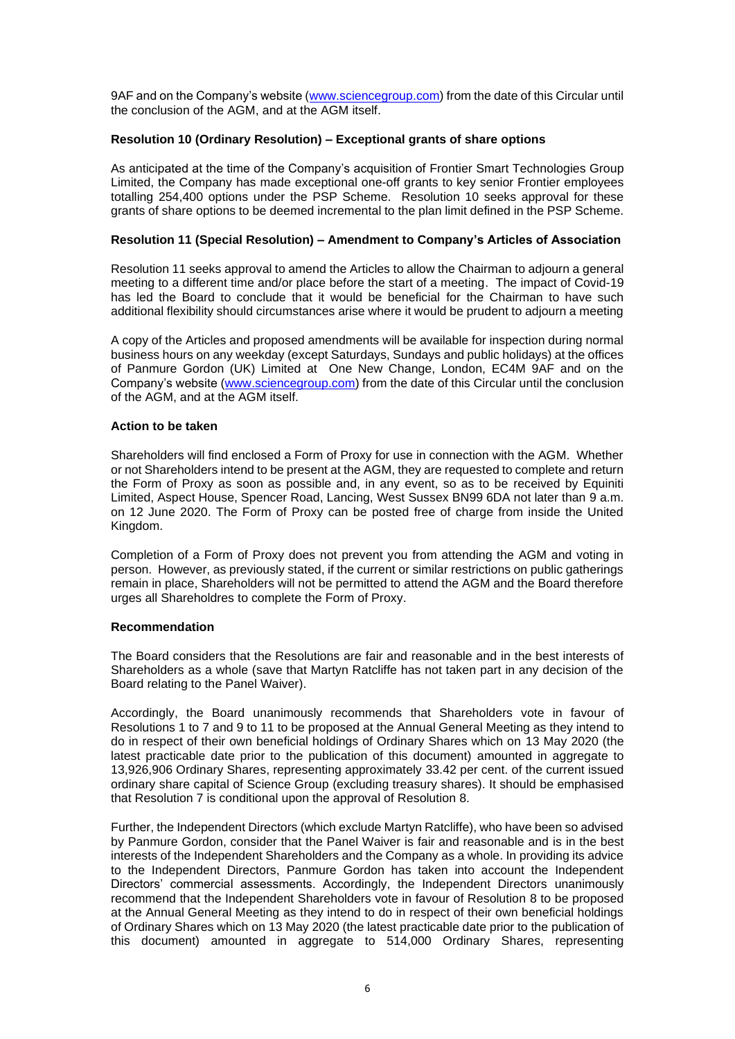9AF and on the Company's website (www.sciencegroup.com) from the date of this Circular until the conclusion of the AGM, and at the AGM itself.

**Resolution 10 (Ordinary Resolution) – Exceptional grants of share options**

As anticipated at the time of the Company's acquisition of Frontier Smart Technologies Group Limited, the Company has made exceptional one-off grants to key senior Frontier employees totalling 254,400 options under the PSP Scheme. Resolution 10 seeks approval for these grants of share options to be deemed incremental to the plan limit defined in the PSP Scheme.

**Resolution 11 (Special Resolution) – Amendment to Company's Articles of Association**

Resolution 11 seeks approval to amend the Articles to allow the Chairman to adjourn a general meeting to a different time and/or place before the start of a meeting. The impact of Covid-19 has led the Board to conclude that it would be beneficial for the Chairman to have such additional flexibility should circumstances arise where it would be prudent to adjourn a meeting

A copy of the Articles and proposed amendments will be available for inspection during normal business hours on any weekday (except Saturdays, Sundays and public holidays) at the offices of Panmure Gordon (UK) Limited at One New Change, London, EC4M 9AF and on the Company's website (www.sciencegroup.com) from the date of this Circular until the conclusion of the AGM, and at the AGM itself.

**Action to be taken**

Shareholders will find enclosed a Form of Proxy for use in connection with the AGM. Whether or not Shareholders intend to be present at the AGM, they are requested to complete and return the Form of Proxy as soon as possible and, in any event, so as to be received by Equiniti Limited, Aspect House, Spencer Road, Lancing, West Sussex BN99 6DA not later than 9 a.m. on 12 June 2020. The Form of Proxy can be posted free of charge from inside the United Kingdom.

Completion of a Form of Proxy does not prevent you from attending the AGM and voting in person. However, as previously stated, if the current or similar restrictions on public gatherings remain in place, Shareholders will not be permitted to attend the AGM and the Board therefore urges all Shareholdres to complete the Form of Proxy.

**Recommendation**

The Board considers that the Resolutions are fair and reasonable and in the best interests of Shareholders as a whole (save that Martyn Ratcliffe has not taken part in any decision of the Board relating to the Panel Waiver).

Accordingly, the Board unanimously recommends that Shareholders vote in favour of Resolutions 1 to 7 and 9 to 11 to be proposed at the Annual General Meeting as they intend to do in respect of their own beneficial holdings of Ordinary Shares which on 13 May 2020 (the latest practicable date prior to the publication of this document) amounted in aggregate to 13,926,906 Ordinary Shares, representing approximately 33.42 per cent. of the current issued ordinary share capital of Science Group (excluding treasury shares). It should be emphasised that Resolution 7 is conditional upon the approval of Resolution 8.

Further, the Independent Directors (which exclude Martyn Ratcliffe), who have been so advised by Panmure Gordon, consider that the Panel Waiver is fair and reasonable and is in the best interests of the Independent Shareholders and the Company as a whole. In providing its advice to the Independent Directors, Panmure Gordon has taken into account the Independent Directors' commercial assessments. Accordingly, the Independent Directors unanimously recommend that the Independent Shareholders vote in favour of Resolution 8 to be proposed at the Annual General Meeting as they intend to do in respect of their own beneficial holdings of Ordinary Shares which on 13 May 2020 (the latest practicable date prior to the publication of this document) amounted in aggregate to 514,000 Ordinary Shares, representing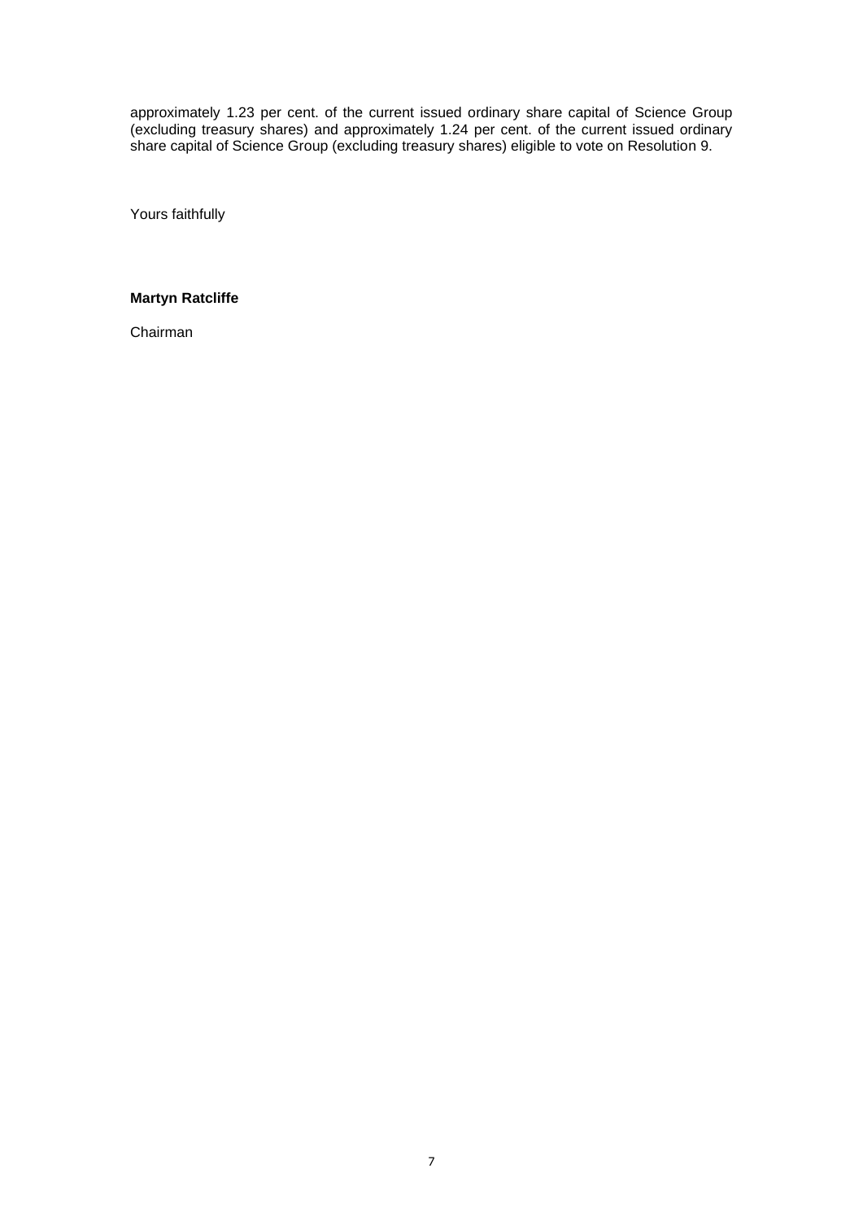approximately 1.23 per cent. of the current issued ordinary share capital of Science Group (excluding treasury shares) and approximately 1.24 per cent. of the current issued ordinary share capital of Science Group (excluding treasury shares) eligible to vote on Resolution 9.

Yours faithfully

**Martyn Ratcliffe**

Chairman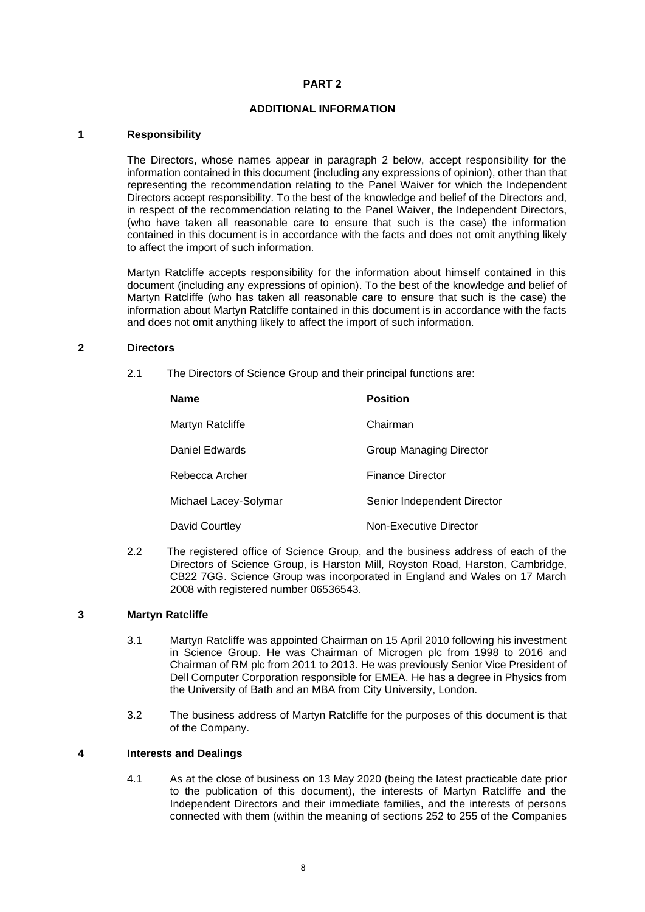# PART 2

## ADDITIONAL INFORMATION

### 1 Responsibility

The Directors, whose names appear in paragraph 2 below, accept responsibility for the information contained in this document (including any expressions of opinion), other than that representing the recommendation relating to the Panel Waiver for which the Independent Directors accept responsibility. To the best of the knowledge and belief of the Directors and, in respect of the recommendation relating to the Panel Waiver, the Independent Directors, (who have taken all reasonable care to ensure that such is the case) the information contained in this document is in accordance with the facts and does not omit anything likely to affect the import of such information.

Martyn Ratcliffe accepts responsibility for the information about himself contained in this document (including any expressions of opinion). To the best of the knowledge and belief of Martyn Ratcliffe (who has taken all reasonable care to ensure that such is the case) the information about Martyn Ratcliffe contained in this document is in accordance with the facts and does not omit anything likely to affect the import of such information.

### 2 Directors

2.1 The Directors of Science Group and their principal functions are:

| Name | Position |
|---|---|
| Martyn Ratcliffe | Chairman |
| Daniel Edwards | Group Managing Director |
| Rebecca Archer | Finance Director |
| Michael Lacey-Solymar | Senior Independent Director |
| David Courtley | Non-Executive Director |

2.2 The registered office of Science Group, and the business address of each of the Directors of Science Group, is Harston Mill, Royston Road, Harston, Cambridge, CB22 7GG. Science Group was incorporated in England and Wales on 17 March 2008 with registered number 06536543.

### 3 Martyn Ratcliffe

3.1 Martyn Ratcliffe was appointed Chairman on 15 April 2010 following his investment in Science Group. He was Chairman of Microgen plc from 1998 to 2016 and Chairman of RM plc from 2011 to 2013. He was previously Senior Vice President of Dell Computer Corporation responsible for EMEA. He has a degree in Physics from the University of Bath and an MBA from City University, London.

3.2 The business address of Martyn Ratcliffe for the purposes of this document is that of the Company.

### 4 Interests and Dealings

4.1 As at the close of business on 13 May 2020 (being the latest practicable date prior to the publication of this document), the interests of Martyn Ratcliffe and the Independent Directors and their immediate families, and the interests of persons connected with them (within the meaning of sections 252 to 255 of the Companies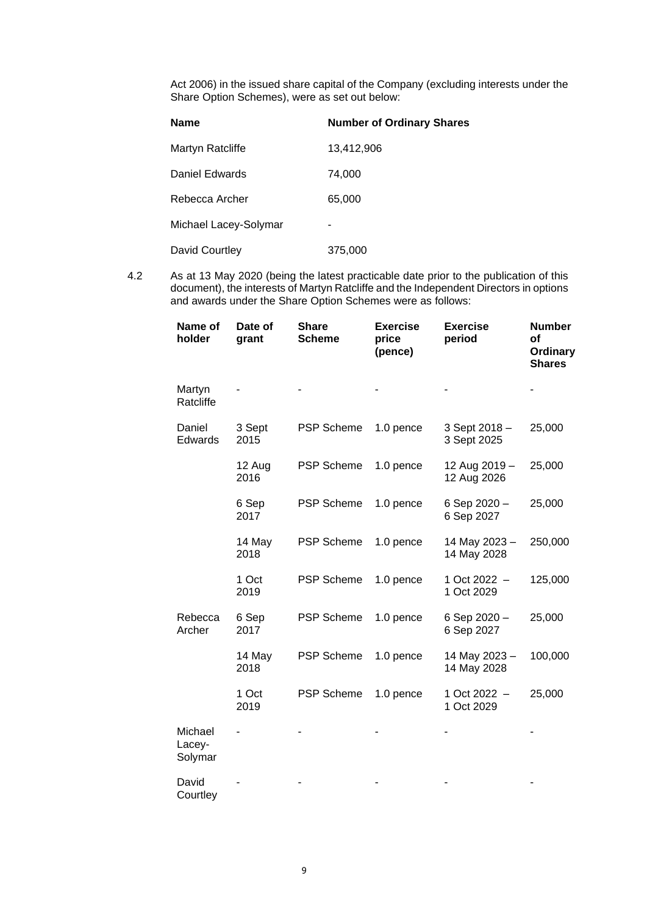Act 2006) in the issued share capital of the Company (excluding interests under the Share Option Schemes), were as set out below:

| Name | Number of Ordinary Shares |
|---|---|
| Martyn Ratcliffe | 13,412,906 |
| Daniel Edwards | 74,000 |
| Rebecca Archer | 65,000 |
| Michael Lacey-Solymar | - |
| David Courtley | 375,000 |

4.2 As at 13 May 2020 (being the latest practicable date prior to the publication of this document), the interests of Martyn Ratcliffe and the Independent Directors in options and awards under the Share Option Schemes were as follows:

| Name of holder | Date of grant | Share Scheme | Exercise price (pence) | Exercise period | Number of Ordinary Shares |
|---|---|---|---|---|---|
| Martyn Ratcliffe | - | - | - | - | - |
| Daniel Edwards | 3 Sept 2015 | PSP Scheme | 1.0 pence | 3 Sept 2018 – 3 Sept 2025 | 25,000 |
| | 12 Aug 2016 | PSP Scheme | 1.0 pence | 12 Aug 2019 – 12 Aug 2026 | 25,000 |
| | 6 Sep 2017 | PSP Scheme | 1.0 pence | 6 Sep 2020 – 6 Sep 2027 | 25,000 |
| | 14 May 2018 | PSP Scheme | 1.0 pence | 14 May 2023 – 14 May 2028 | 250,000 |
| | 1 Oct 2019 | PSP Scheme | 1.0 pence | 1 Oct 2022 – 1 Oct 2029 | 125,000 |
| Rebecca Archer | 6 Sep 2017 | PSP Scheme | 1.0 pence | 6 Sep 2020 – 6 Sep 2027 | 25,000 |
| | 14 May 2018 | PSP Scheme | 1.0 pence | 14 May 2023 – 14 May 2028 | 100,000 |
| | 1 Oct 2019 | PSP Scheme | 1.0 pence | 1 Oct 2022 – 1 Oct 2029 | 25,000 |
| Michael Lacey-Solymar | - | - | - | - | - |
| David Courtley | - | - | - | - | - |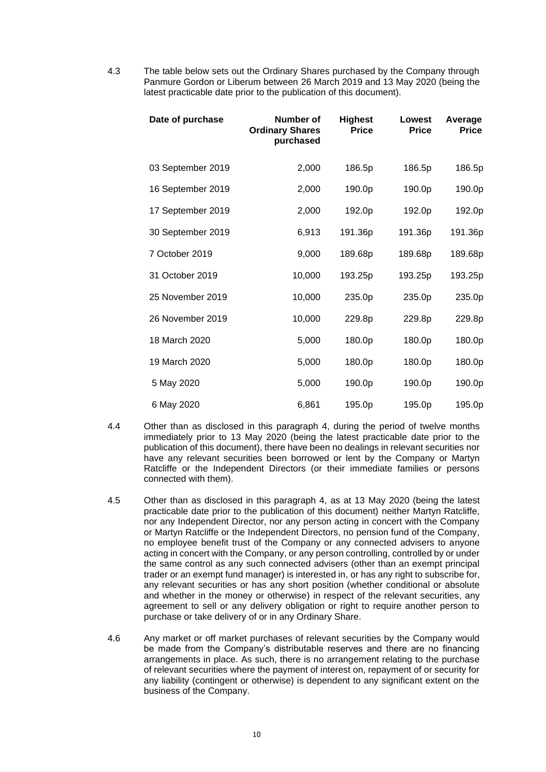4.3 The table below sets out the Ordinary Shares purchased by the Company through Panmure Gordon or Liberum between 26 March 2019 and 13 May 2020 (being the latest practicable date prior to the publication of this document).

| Date of purchase | Number of Ordinary Shares purchased | Highest Price | Lowest Price | Average Price |
|---|---|---|---|---|
| 03 September 2019 | 2,000 | 186.5p | 186.5p | 186.5p |
| 16 September 2019 | 2,000 | 190.0p | 190.0p | 190.0p |
| 17 September 2019 | 2,000 | 192.0p | 192.0p | 192.0p |
| 30 September 2019 | 6,913 | 191.36p | 191.36p | 191.36p |
| 7 October 2019 | 9,000 | 189.68p | 189.68p | 189.68p |
| 31 October 2019 | 10,000 | 193.25p | 193.25p | 193.25p |
| 25 November 2019 | 10,000 | 235.0p | 235.0p | 235.0p |
| 26 November 2019 | 10,000 | 229.8p | 229.8p | 229.8p |
| 18 March 2020 | 5,000 | 180.0p | 180.0p | 180.0p |
| 19 March 2020 | 5,000 | 180.0p | 180.0p | 180.0p |
| 5 May 2020 | 5,000 | 190.0p | 190.0p | 190.0p |
| 6 May 2020 | 6,861 | 195.0p | 195.0p | 195.0p |

4.4 Other than as disclosed in this paragraph 4, during the period of twelve months immediately prior to 13 May 2020 (being the latest practicable date prior to the publication of this document), there have been no dealings in relevant securities nor have any relevant securities been borrowed or lent by the Company or Martyn Ratcliffe or the Independent Directors (or their immediate families or persons connected with them).

4.5 Other than as disclosed in this paragraph 4, as at 13 May 2020 (being the latest practicable date prior to the publication of this document) neither Martyn Ratcliffe, nor any Independent Director, nor any person acting in concert with the Company or Martyn Ratcliffe or the Independent Directors, no pension fund of the Company, no employee benefit trust of the Company or any connected advisers to anyone acting in concert with the Company, or any person controlling, controlled by or under the same control as any such connected advisers (other than an exempt principal trader or an exempt fund manager) is interested in, or has any right to subscribe for, any relevant securities or has any short position (whether conditional or absolute and whether in the money or otherwise) in respect of the relevant securities, any agreement to sell or any delivery obligation or right to require another person to purchase or take delivery of or in any Ordinary Share.

4.6 Any market or off market purchases of relevant securities by the Company would be made from the Company's distributable reserves and there are no financing arrangements in place. As such, there is no arrangement relating to the purchase of relevant securities where the payment of interest on, repayment of or security for any liability (contingent or otherwise) is dependent to any significant extent on the business of the Company.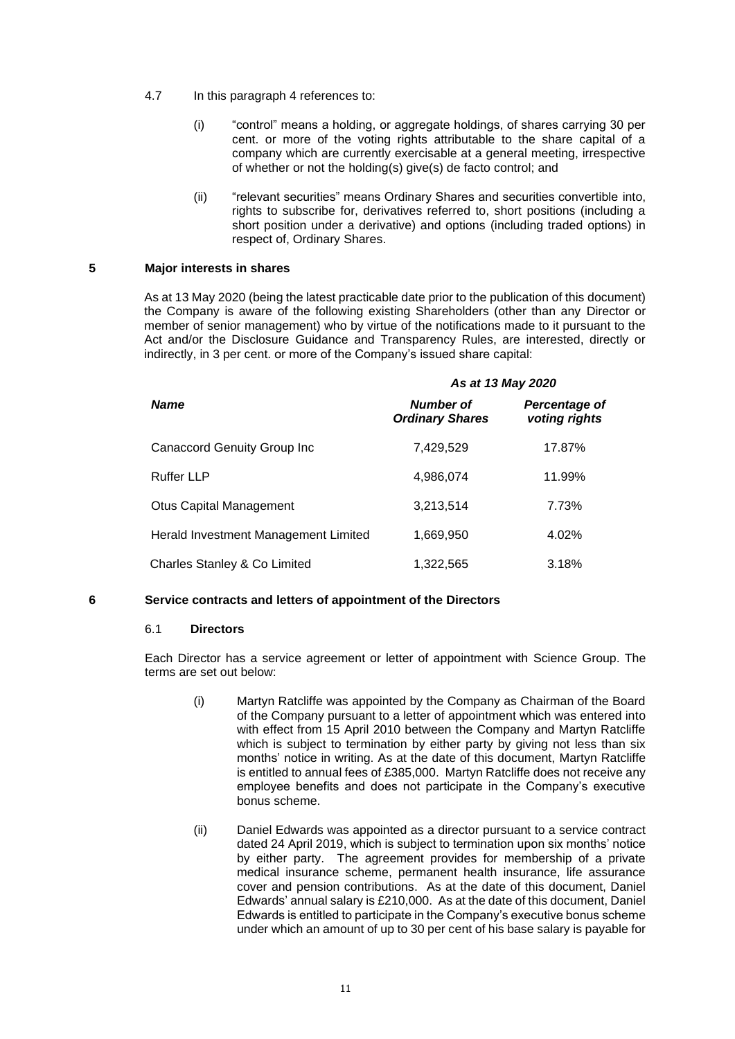4.7 In this paragraph 4 references to:

(i) "control" means a holding, or aggregate holdings, of shares carrying 30 per cent. or more of the voting rights attributable to the share capital of a company which are currently exercisable at a general meeting, irrespective of whether or not the holding(s) give(s) de facto control; and

(ii) "relevant securities" means Ordinary Shares and securities convertible into, rights to subscribe for, derivatives referred to, short positions (including a short position under a derivative) and options (including traded options) in respect of, Ordinary Shares.

## 5 Major interests in shares

As at 13 May 2020 (being the latest practicable date prior to the publication of this document) the Company is aware of the following existing Shareholders (other than any Director or member of senior management) who by virtue of the notifications made to it pursuant to the Act and/or the Disclosure Guidance and Transparency Rules, are interested, directly or indirectly, in 3 per cent. or more of the Company's issued share capital:

| | *As at 13 May 2020* | |
|---|---|---|
| ***Name*** | ***Number of Ordinary Shares*** | ***Percentage of voting rights*** |
| Canaccord Genuity Group Inc | 7,429,529 | 17.87% |
| Ruffer LLP | 4,986,074 | 11.99% |
| Otus Capital Management | 3,213,514 | 7.73% |
| Herald Investment Management Limited | 1,669,950 | 4.02% |
| Charles Stanley & Co Limited | 1,322,565 | 3.18% |

## 6 Service contracts and letters of appointment of the Directors

### 6.1 Directors

Each Director has a service agreement or letter of appointment with Science Group. The terms are set out below:

(i) Martyn Ratcliffe was appointed by the Company as Chairman of the Board of the Company pursuant to a letter of appointment which was entered into with effect from 15 April 2010 between the Company and Martyn Ratcliffe which is subject to termination by either party by giving not less than six months' notice in writing. As at the date of this document, Martyn Ratcliffe is entitled to annual fees of £385,000. Martyn Ratcliffe does not receive any employee benefits and does not participate in the Company's executive bonus scheme.

(ii) Daniel Edwards was appointed as a director pursuant to a service contract dated 24 April 2019, which is subject to termination upon six months' notice by either party. The agreement provides for membership of a private medical insurance scheme, permanent health insurance, life assurance cover and pension contributions. As at the date of this document, Daniel Edwards' annual salary is £210,000. As at the date of this document, Daniel Edwards is entitled to participate in the Company's executive bonus scheme under which an amount of up to 30 per cent of his base salary is payable for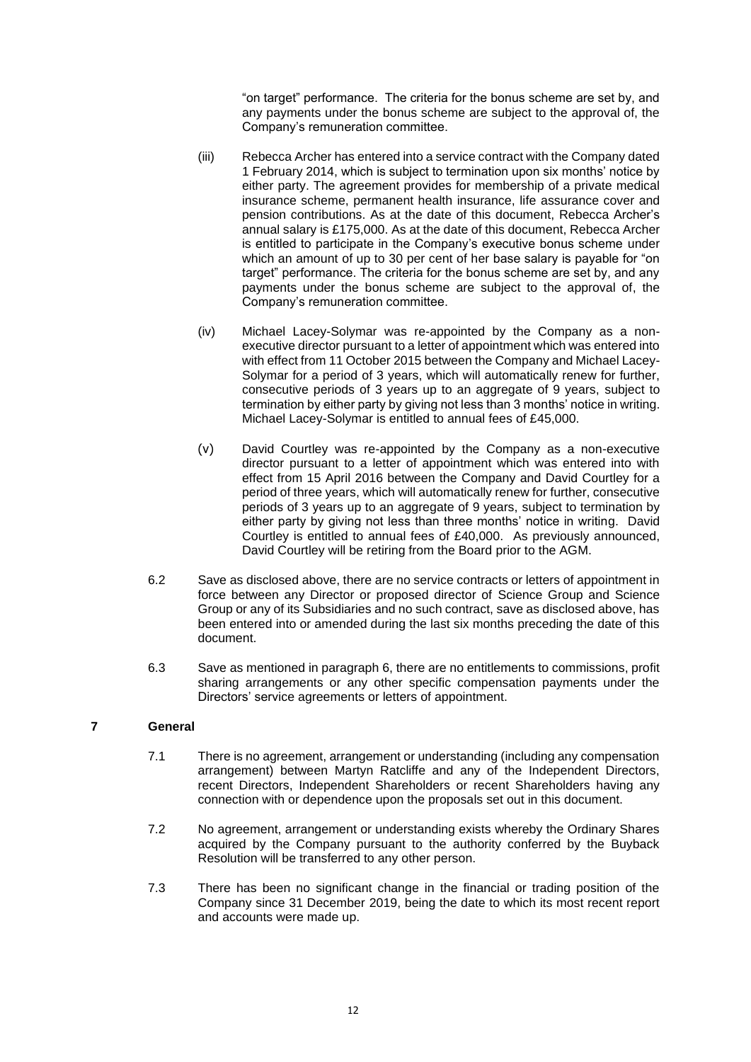"on target" performance. The criteria for the bonus scheme are set by, and any payments under the bonus scheme are subject to the approval of, the Company's remuneration committee.

(iii) Rebecca Archer has entered into a service contract with the Company dated 1 February 2014, which is subject to termination upon six months' notice by either party. The agreement provides for membership of a private medical insurance scheme, permanent health insurance, life assurance cover and pension contributions. As at the date of this document, Rebecca Archer's annual salary is £175,000. As at the date of this document, Rebecca Archer is entitled to participate in the Company's executive bonus scheme under which an amount of up to 30 per cent of her base salary is payable for "on target" performance. The criteria for the bonus scheme are set by, and any payments under the bonus scheme are subject to the approval of, the Company's remuneration committee.

(iv) Michael Lacey-Solymar was re-appointed by the Company as a non-executive director pursuant to a letter of appointment which was entered into with effect from 11 October 2015 between the Company and Michael Lacey-Solymar for a period of 3 years, which will automatically renew for further, consecutive periods of 3 years up to an aggregate of 9 years, subject to termination by either party by giving not less than 3 months' notice in writing. Michael Lacey-Solymar is entitled to annual fees of £45,000.

(v) David Courtley was re-appointed by the Company as a non-executive director pursuant to a letter of appointment which was entered into with effect from 15 April 2016 between the Company and David Courtley for a period of three years, which will automatically renew for further, consecutive periods of 3 years up to an aggregate of 9 years, subject to termination by either party by giving not less than three months' notice in writing. David Courtley is entitled to annual fees of £40,000. As previously announced, David Courtley will be retiring from the Board prior to the AGM.

6.2 Save as disclosed above, there are no service contracts or letters of appointment in force between any Director or proposed director of Science Group and Science Group or any of its Subsidiaries and no such contract, save as disclosed above, has been entered into or amended during the last six months preceding the date of this document.

6.3 Save as mentioned in paragraph 6, there are no entitlements to commissions, profit sharing arrangements or any other specific compensation payments under the Directors' service agreements or letters of appointment.

## 7 General

7.1 There is no agreement, arrangement or understanding (including any compensation arrangement) between Martyn Ratcliffe and any of the Independent Directors, recent Directors, Independent Shareholders or recent Shareholders having any connection with or dependence upon the proposals set out in this document.

7.2 No agreement, arrangement or understanding exists whereby the Ordinary Shares acquired by the Company pursuant to the authority conferred by the Buyback Resolution will be transferred to any other person.

7.3 There has been no significant change in the financial or trading position of the Company since 31 December 2019, being the date to which its most recent report and accounts were made up.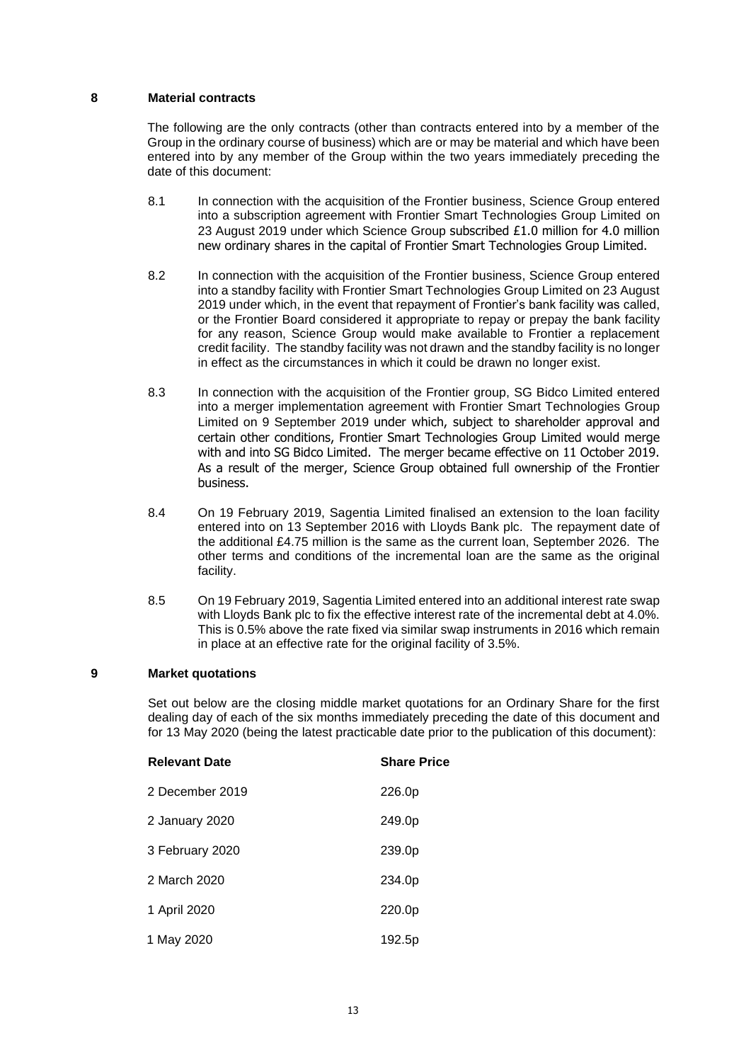## 8 Material contracts

The following are the only contracts (other than contracts entered into by a member of the Group in the ordinary course of business) which are or may be material and which have been entered into by any member of the Group within the two years immediately preceding the date of this document:

8.1 In connection with the acquisition of the Frontier business, Science Group entered into a subscription agreement with Frontier Smart Technologies Group Limited on 23 August 2019 under which Science Group subscribed £1.0 million for 4.0 million new ordinary shares in the capital of Frontier Smart Technologies Group Limited.

8.2 In connection with the acquisition of the Frontier business, Science Group entered into a standby facility with Frontier Smart Technologies Group Limited on 23 August 2019 under which, in the event that repayment of Frontier's bank facility was called, or the Frontier Board considered it appropriate to repay or prepay the bank facility for any reason, Science Group would make available to Frontier a replacement credit facility. The standby facility was not drawn and the standby facility is no longer in effect as the circumstances in which it could be drawn no longer exist.

8.3 In connection with the acquisition of the Frontier group, SG Bidco Limited entered into a merger implementation agreement with Frontier Smart Technologies Group Limited on 9 September 2019 under which, subject to shareholder approval and certain other conditions, Frontier Smart Technologies Group Limited would merge with and into SG Bidco Limited. The merger became effective on 11 October 2019. As a result of the merger, Science Group obtained full ownership of the Frontier business.

8.4 On 19 February 2019, Sagentia Limited finalised an extension to the loan facility entered into on 13 September 2016 with Lloyds Bank plc. The repayment date of the additional £4.75 million is the same as the current loan, September 2026. The other terms and conditions of the incremental loan are the same as the original facility.

8.5 On 19 February 2019, Sagentia Limited entered into an additional interest rate swap with Lloyds Bank plc to fix the effective interest rate of the incremental debt at 4.0%. This is 0.5% above the rate fixed via similar swap instruments in 2016 which remain in place at an effective rate for the original facility of 3.5%.

## 9 Market quotations

Set out below are the closing middle market quotations for an Ordinary Share for the first dealing day of each of the six months immediately preceding the date of this document and for 13 May 2020 (being the latest practicable date prior to the publication of this document):

| Relevant Date | Share Price |
|---|---|
| 2 December 2019 | 226.0p |
| 2 January 2020 | 249.0p |
| 3 February 2020 | 239.0p |
| 2 March 2020 | 234.0p |
| 1 April 2020 | 220.0p |
| 1 May 2020 | 192.5p |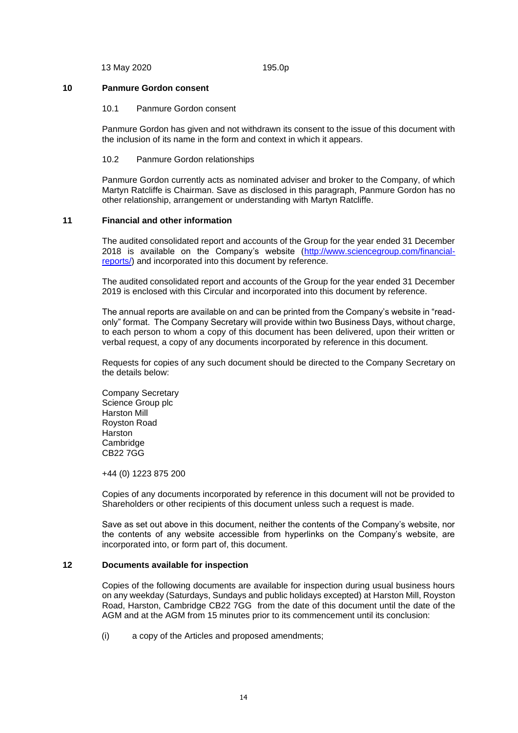| 13 May 2020 | 195.0p |
|---|---|

## 10 Panmure Gordon consent

### 10.1 Panmure Gordon consent

Panmure Gordon has given and not withdrawn its consent to the issue of this document with the inclusion of its name in the form and context in which it appears.

### 10.2 Panmure Gordon relationships

Panmure Gordon currently acts as nominated adviser and broker to the Company, of which Martyn Ratcliffe is Chairman. Save as disclosed in this paragraph, Panmure Gordon has no other relationship, arrangement or understanding with Martyn Ratcliffe.

## 11 Financial and other information

The audited consolidated report and accounts of the Group for the year ended 31 December 2018 is available on the Company's website (http://www.sciencegroup.com/financial-reports/) and incorporated into this document by reference.

The audited consolidated report and accounts of the Group for the year ended 31 December 2019 is enclosed with this Circular and incorporated into this document by reference.

The annual reports are available on and can be printed from the Company's website in "read-only" format. The Company Secretary will provide within two Business Days, without charge, to each person to whom a copy of this document has been delivered, upon their written or verbal request, a copy of any documents incorporated by reference in this document.

Requests for copies of any such document should be directed to the Company Secretary on the details below:

Company Secretary
Science Group plc
Harston Mill
Royston Road
Harston
Cambridge
CB22 7GG

+44 (0) 1223 875 200

Copies of any documents incorporated by reference in this document will not be provided to Shareholders or other recipients of this document unless such a request is made.

Save as set out above in this document, neither the contents of the Company's website, nor the contents of any website accessible from hyperlinks on the Company's website, are incorporated into, or form part of, this document.

## 12 Documents available for inspection

Copies of the following documents are available for inspection during usual business hours on any weekday (Saturdays, Sundays and public holidays excepted) at Harston Mill, Royston Road, Harston, Cambridge CB22 7GG from the date of this document until the date of the AGM and at the AGM from 15 minutes prior to its commencement until its conclusion:

(i) a copy of the Articles and proposed amendments;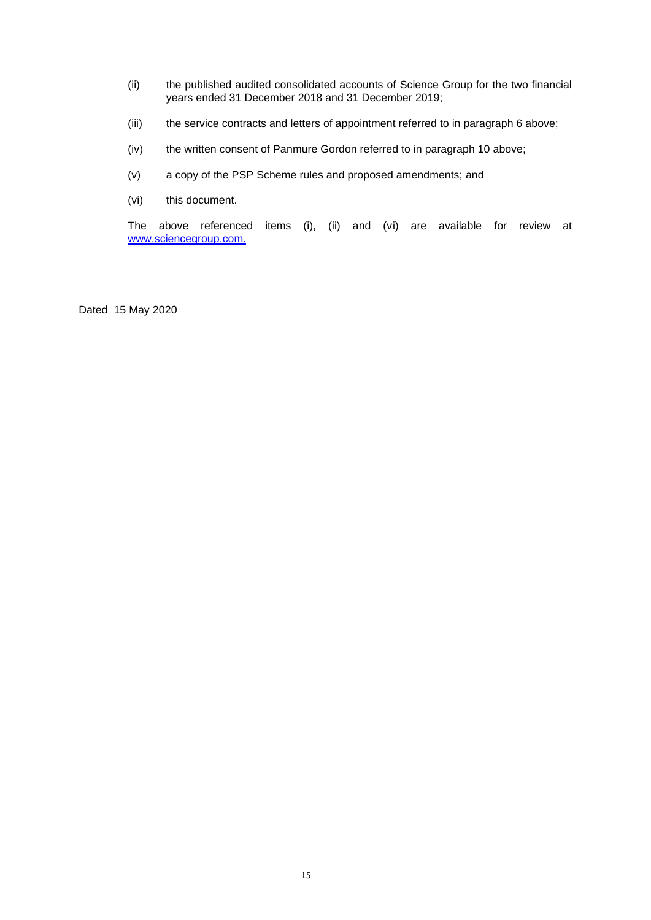(ii) the published audited consolidated accounts of Science Group for the two financial years ended 31 December 2018 and 31 December 2019;

(iii) the service contracts and letters of appointment referred to in paragraph 6 above;

(iv) the written consent of Panmure Gordon referred to in paragraph 10 above;

(v) a copy of the PSP Scheme rules and proposed amendments; and

(vi) this document.

The above referenced items (i), (ii) and (vi) are available for review at [www.sciencegroup.com.](http://www.sciencegroup.com)

Dated 15 May 2020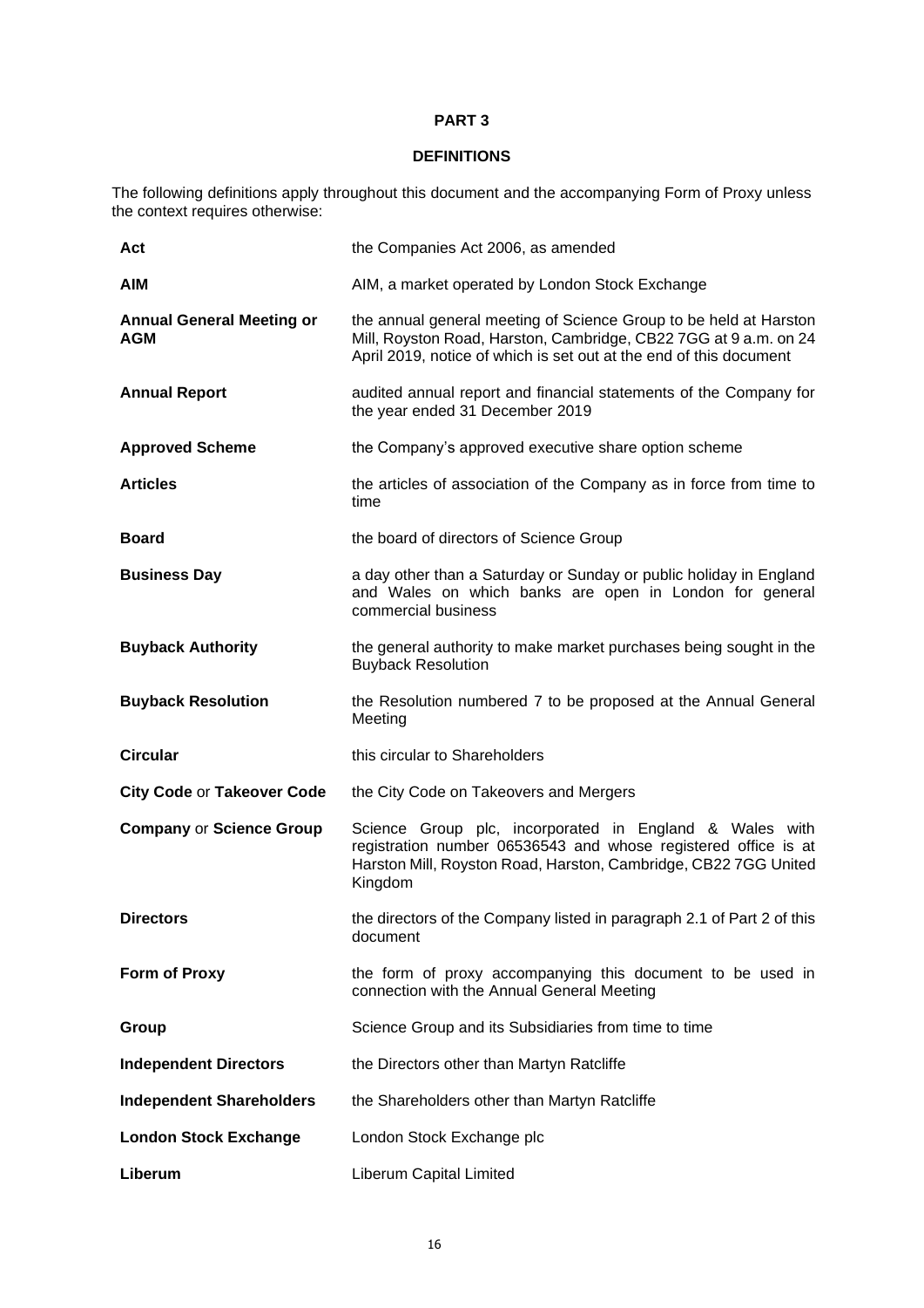# PART 3

## DEFINITIONS

The following definitions apply throughout this document and the accompanying Form of Proxy unless the context requires otherwise:

| | |
|---|---|
| **Act** | the Companies Act 2006, as amended |
| **AIM** | AIM, a market operated by London Stock Exchange |
| **Annual General Meeting or AGM** | the annual general meeting of Science Group to be held at Harston Mill, Royston Road, Harston, Cambridge, CB22 7GG at 9 a.m. on 24 April 2019, notice of which is set out at the end of this document |
| **Annual Report** | audited annual report and financial statements of the Company for the year ended 31 December 2019 |
| **Approved Scheme** | the Company's approved executive share option scheme |
| **Articles** | the articles of association of the Company as in force from time to time |
| **Board** | the board of directors of Science Group |
| **Business Day** | a day other than a Saturday or Sunday or public holiday in England and Wales on which banks are open in London for general commercial business |
| **Buyback Authority** | the general authority to make market purchases being sought in the Buyback Resolution |
| **Buyback Resolution** | the Resolution numbered 7 to be proposed at the Annual General Meeting |
| **Circular** | this circular to Shareholders |
| **City Code** or **Takeover Code** | the City Code on Takeovers and Mergers |
| **Company** or **Science Group** | Science Group plc, incorporated in England & Wales with registration number 06536543 and whose registered office is at Harston Mill, Royston Road, Harston, Cambridge, CB22 7GG United Kingdom |
| **Directors** | the directors of the Company listed in paragraph 2.1 of Part 2 of this document |
| **Form of Proxy** | the form of proxy accompanying this document to be used in connection with the Annual General Meeting |
| **Group** | Science Group and its Subsidiaries from time to time |
| **Independent Directors** | the Directors other than Martyn Ratcliffe |
| **Independent Shareholders** | the Shareholders other than Martyn Ratcliffe |
| **London Stock Exchange** | London Stock Exchange plc |
| **Liberum** | Liberum Capital Limited |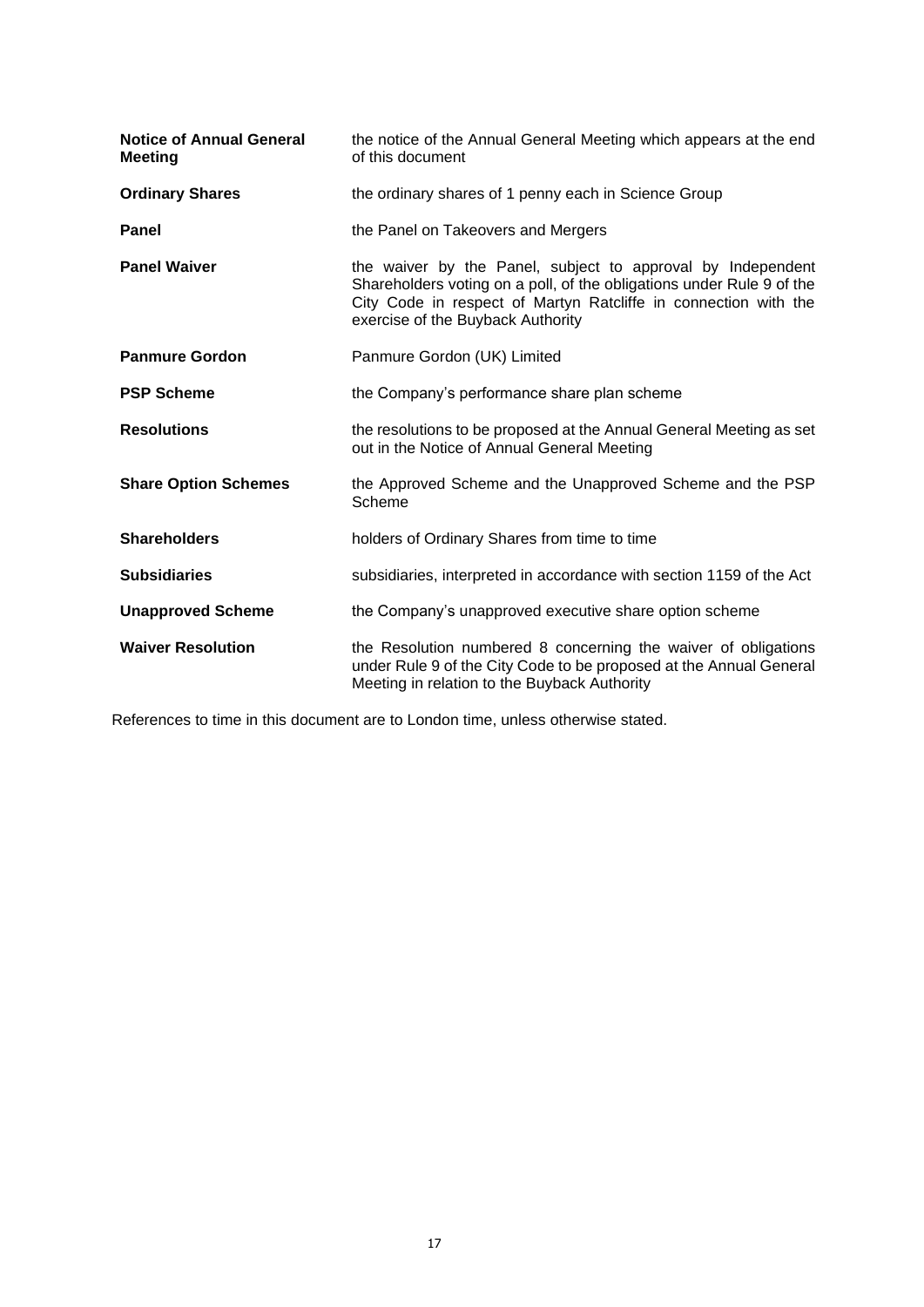| | |
|---|---|
| **Notice of Annual General Meeting** | the notice of the Annual General Meeting which appears at the end of this document |
| **Ordinary Shares** | the ordinary shares of 1 penny each in Science Group |
| **Panel** | the Panel on Takeovers and Mergers |
| **Panel Waiver** | the waiver by the Panel, subject to approval by Independent Shareholders voting on a poll, of the obligations under Rule 9 of the City Code in respect of Martyn Ratcliffe in connection with the exercise of the Buyback Authority |
| **Panmure Gordon** | Panmure Gordon (UK) Limited |
| **PSP Scheme** | the Company's performance share plan scheme |
| **Resolutions** | the resolutions to be proposed at the Annual General Meeting as set out in the Notice of Annual General Meeting |
| **Share Option Schemes** | the Approved Scheme and the Unapproved Scheme and the PSP Scheme |
| **Shareholders** | holders of Ordinary Shares from time to time |
| **Subsidiaries** | subsidiaries, interpreted in accordance with section 1159 of the Act |
| **Unapproved Scheme** | the Company's unapproved executive share option scheme |
| **Waiver Resolution** | the Resolution numbered 8 concerning the waiver of obligations under Rule 9 of the City Code to be proposed at the Annual General Meeting in relation to the Buyback Authority |

References to time in this document are to London time, unless otherwise stated.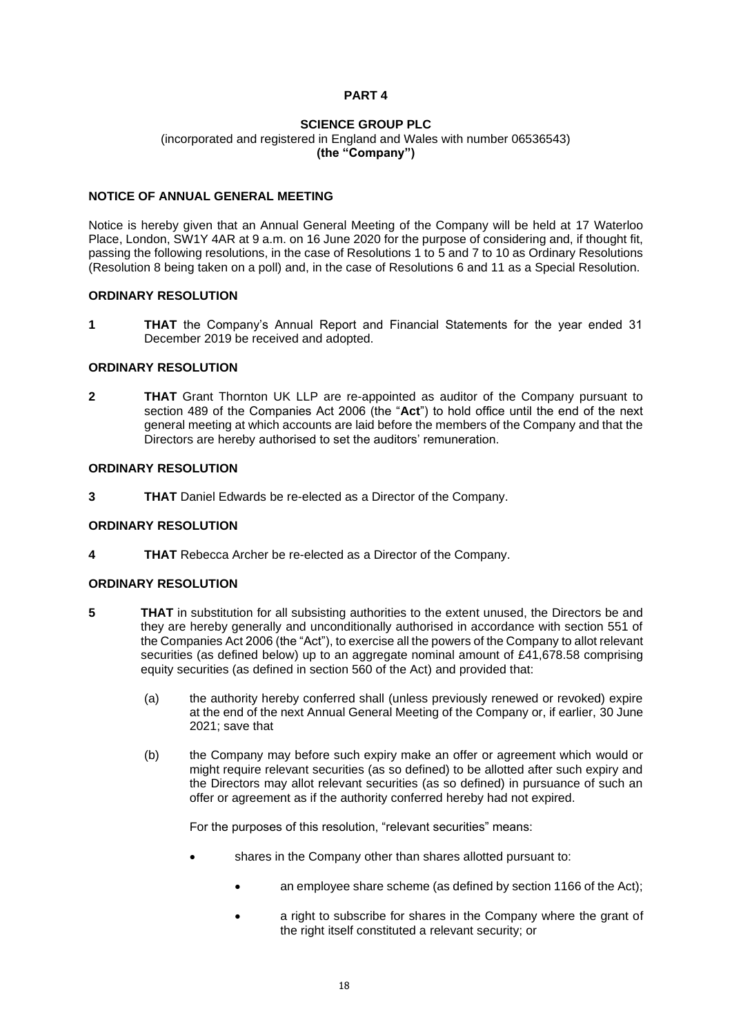## PART 4

**SCIENCE GROUP PLC**
(incorporated and registered in England and Wales with number 06536543)
**(the "Company")**

### NOTICE OF ANNUAL GENERAL MEETING

Notice is hereby given that an Annual General Meeting of the Company will be held at 17 Waterloo Place, London, SW1Y 4AR at 9 a.m. on 16 June 2020 for the purpose of considering and, if thought fit, passing the following resolutions, in the case of Resolutions 1 to 5 and 7 to 10 as Ordinary Resolutions (Resolution 8 being taken on a poll) and, in the case of Resolutions 6 and 11 as a Special Resolution.

#### ORDINARY RESOLUTION

**1** **THAT** the Company's Annual Report and Financial Statements for the year ended 31 December 2019 be received and adopted.

#### ORDINARY RESOLUTION

**2** **THAT** Grant Thornton UK LLP are re-appointed as auditor of the Company pursuant to section 489 of the Companies Act 2006 (the "**Act**") to hold office until the end of the next general meeting at which accounts are laid before the members of the Company and that the Directors are hereby authorised to set the auditors' remuneration.

#### ORDINARY RESOLUTION

**3** **THAT** Daniel Edwards be re-elected as a Director of the Company.

#### ORDINARY RESOLUTION

**4** **THAT** Rebecca Archer be re-elected as a Director of the Company.

#### ORDINARY RESOLUTION

**5** **THAT** in substitution for all subsisting authorities to the extent unused, the Directors be and they are hereby generally and unconditionally authorised in accordance with section 551 of the Companies Act 2006 (the "Act"), to exercise all the powers of the Company to allot relevant securities (as defined below) up to an aggregate nominal amount of £41,678.58 comprising equity securities (as defined in section 560 of the Act) and provided that:

(a) the authority hereby conferred shall (unless previously renewed or revoked) expire at the end of the next Annual General Meeting of the Company or, if earlier, 30 June 2021; save that

(b) the Company may before such expiry make an offer or agreement which would or might require relevant securities (as so defined) to be allotted after such expiry and the Directors may allot relevant securities (as so defined) in pursuance of such an offer or agreement as if the authority conferred hereby had not expired.

For the purposes of this resolution, "relevant securities" means:

- shares in the Company other than shares allotted pursuant to:
  - an employee share scheme (as defined by section 1166 of the Act);
  - a right to subscribe for shares in the Company where the grant of the right itself constituted a relevant security; or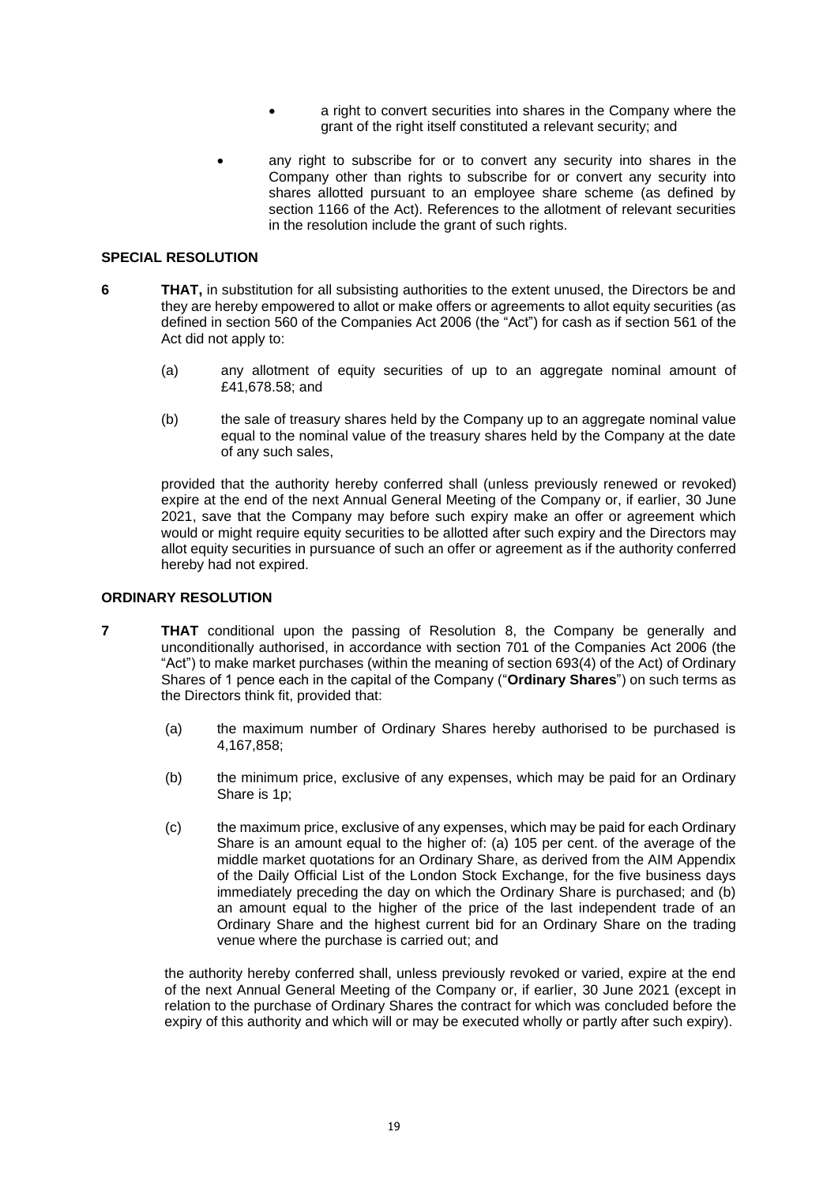- a right to convert securities into shares in the Company where the grant of the right itself constituted a relevant security; and

- any right to subscribe for or to convert any security into shares in the Company other than rights to subscribe for or convert any security into shares allotted pursuant to an employee share scheme (as defined by section 1166 of the Act). References to the allotment of relevant securities in the resolution include the grant of such rights.

**SPECIAL RESOLUTION**

**6** **THAT,** in substitution for all subsisting authorities to the extent unused, the Directors be and they are hereby empowered to allot or make offers or agreements to allot equity securities (as defined in section 560 of the Companies Act 2006 (the "Act") for cash as if section 561 of the Act did not apply to:

(a) any allotment of equity securities of up to an aggregate nominal amount of £41,678.58; and

(b) the sale of treasury shares held by the Company up to an aggregate nominal value equal to the nominal value of the treasury shares held by the Company at the date of any such sales,

provided that the authority hereby conferred shall (unless previously renewed or revoked) expire at the end of the next Annual General Meeting of the Company or, if earlier, 30 June 2021, save that the Company may before such expiry make an offer or agreement which would or might require equity securities to be allotted after such expiry and the Directors may allot equity securities in pursuance of such an offer or agreement as if the authority conferred hereby had not expired.

**ORDINARY RESOLUTION**

**7** **THAT** conditional upon the passing of Resolution 8, the Company be generally and unconditionally authorised, in accordance with section 701 of the Companies Act 2006 (the "Act") to make market purchases (within the meaning of section 693(4) of the Act) of Ordinary Shares of 1 pence each in the capital of the Company ("**Ordinary Shares**") on such terms as the Directors think fit, provided that:

(a) the maximum number of Ordinary Shares hereby authorised to be purchased is 4,167,858;

(b) the minimum price, exclusive of any expenses, which may be paid for an Ordinary Share is 1p;

(c) the maximum price, exclusive of any expenses, which may be paid for each Ordinary Share is an amount equal to the higher of: (a) 105 per cent. of the average of the middle market quotations for an Ordinary Share, as derived from the AIM Appendix of the Daily Official List of the London Stock Exchange, for the five business days immediately preceding the day on which the Ordinary Share is purchased; and (b) an amount equal to the higher of the price of the last independent trade of an Ordinary Share and the highest current bid for an Ordinary Share on the trading venue where the purchase is carried out; and

the authority hereby conferred shall, unless previously revoked or varied, expire at the end of the next Annual General Meeting of the Company or, if earlier, 30 June 2021 (except in relation to the purchase of Ordinary Shares the contract for which was concluded before the expiry of this authority and which will or may be executed wholly or partly after such expiry).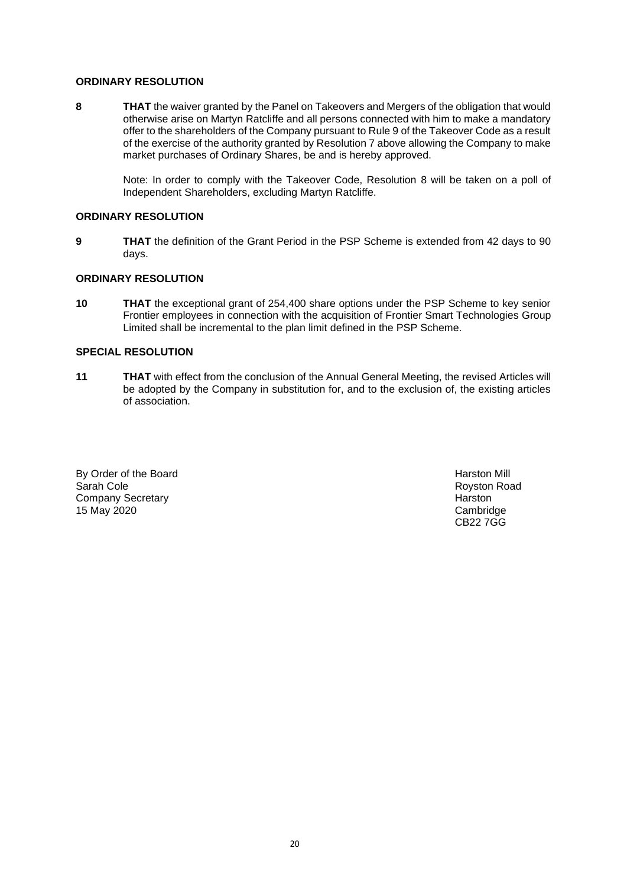**ORDINARY RESOLUTION**

**8** **THAT** the waiver granted by the Panel on Takeovers and Mergers of the obligation that would otherwise arise on Martyn Ratcliffe and all persons connected with him to make a mandatory offer to the shareholders of the Company pursuant to Rule 9 of the Takeover Code as a result of the exercise of the authority granted by Resolution 7 above allowing the Company to make market purchases of Ordinary Shares, be and is hereby approved.

Note: In order to comply with the Takeover Code, Resolution 8 will be taken on a poll of Independent Shareholders, excluding Martyn Ratcliffe.

**ORDINARY RESOLUTION**

**9** **THAT** the definition of the Grant Period in the PSP Scheme is extended from 42 days to 90 days.

**ORDINARY RESOLUTION**

**10** **THAT** the exceptional grant of 254,400 share options under the PSP Scheme to key senior Frontier employees in connection with the acquisition of Frontier Smart Technologies Group Limited shall be incremental to the plan limit defined in the PSP Scheme.

**SPECIAL RESOLUTION**

**11** **THAT** with effect from the conclusion of the Annual General Meeting, the revised Articles will be adopted by the Company in substitution for, and to the exclusion of, the existing articles of association.

By Order of the Board
Sarah Cole
Company Secretary
15 May 2020

Harston Mill
Royston Road
Harston
Cambridge
CB22 7GG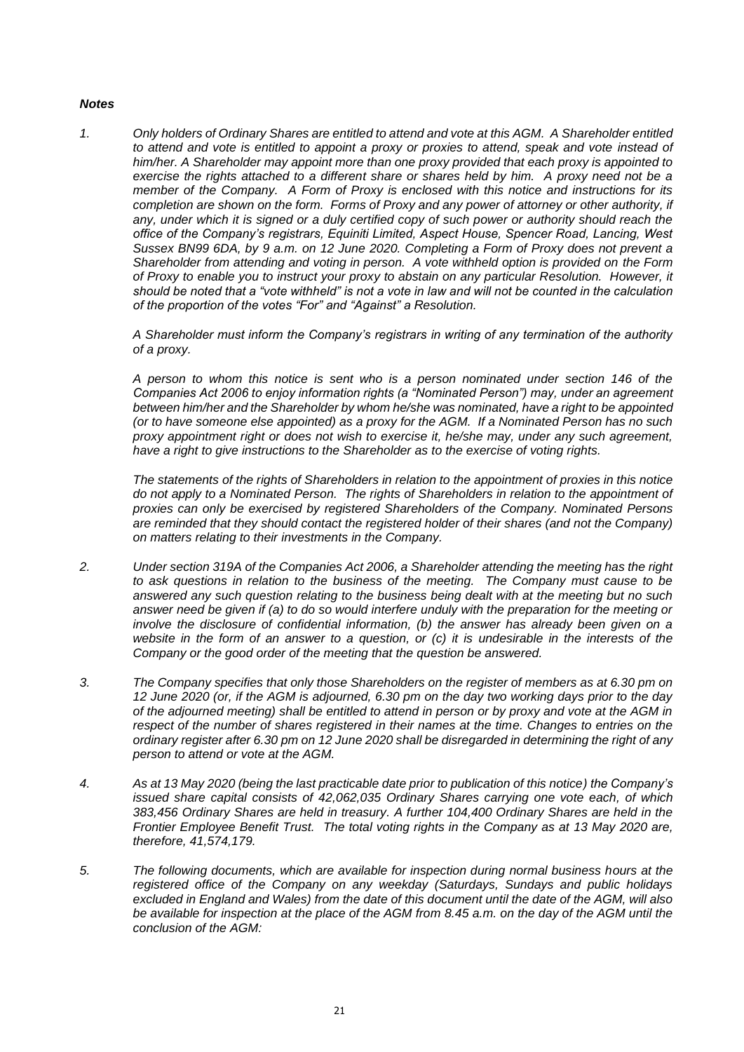***Notes***

*1. Only holders of Ordinary Shares are entitled to attend and vote at this AGM. A Shareholder entitled to attend and vote is entitled to appoint a proxy or proxies to attend, speak and vote instead of him/her. A Shareholder may appoint more than one proxy provided that each proxy is appointed to exercise the rights attached to a different share or shares held by him. A proxy need not be a member of the Company. A Form of Proxy is enclosed with this notice and instructions for its completion are shown on the form. Forms of Proxy and any power of attorney or other authority, if any, under which it is signed or a duly certified copy of such power or authority should reach the office of the Company's registrars, Equiniti Limited, Aspect House, Spencer Road, Lancing, West Sussex BN99 6DA, by 9 a.m. on 12 June 2020. Completing a Form of Proxy does not prevent a Shareholder from attending and voting in person. A vote withheld option is provided on the Form of Proxy to enable you to instruct your proxy to abstain on any particular Resolution. However, it should be noted that a "vote withheld" is not a vote in law and will not be counted in the calculation of the proportion of the votes "For" and "Against" a Resolution.*

*A Shareholder must inform the Company's registrars in writing of any termination of the authority of a proxy.*

*A person to whom this notice is sent who is a person nominated under section 146 of the Companies Act 2006 to enjoy information rights (a "Nominated Person") may, under an agreement between him/her and the Shareholder by whom he/she was nominated, have a right to be appointed (or to have someone else appointed) as a proxy for the AGM. If a Nominated Person has no such proxy appointment right or does not wish to exercise it, he/she may, under any such agreement, have a right to give instructions to the Shareholder as to the exercise of voting rights.*

*The statements of the rights of Shareholders in relation to the appointment of proxies in this notice do not apply to a Nominated Person. The rights of Shareholders in relation to the appointment of proxies can only be exercised by registered Shareholders of the Company. Nominated Persons are reminded that they should contact the registered holder of their shares (and not the Company) on matters relating to their investments in the Company.*

*2. Under section 319A of the Companies Act 2006, a Shareholder attending the meeting has the right to ask questions in relation to the business of the meeting. The Company must cause to be answered any such question relating to the business being dealt with at the meeting but no such answer need be given if (a) to do so would interfere unduly with the preparation for the meeting or involve the disclosure of confidential information, (b) the answer has already been given on a website in the form of an answer to a question, or (c) it is undesirable in the interests of the Company or the good order of the meeting that the question be answered.*

*3. The Company specifies that only those Shareholders on the register of members as at 6.30 pm on 12 June 2020 (or, if the AGM is adjourned, 6.30 pm on the day two working days prior to the day of the adjourned meeting) shall be entitled to attend in person or by proxy and vote at the AGM in respect of the number of shares registered in their names at the time. Changes to entries on the ordinary register after 6.30 pm on 12 June 2020 shall be disregarded in determining the right of any person to attend or vote at the AGM.*

*4. As at 13 May 2020 (being the last practicable date prior to publication of this notice) the Company's issued share capital consists of 42,062,035 Ordinary Shares carrying one vote each, of which 383,456 Ordinary Shares are held in treasury. A further 104,400 Ordinary Shares are held in the Frontier Employee Benefit Trust. The total voting rights in the Company as at 13 May 2020 are, therefore, 41,574,179.*

*5. The following documents, which are available for inspection during normal business hours at the registered office of the Company on any weekday (Saturdays, Sundays and public holidays excluded in England and Wales) from the date of this document until the date of the AGM, will also be available for inspection at the place of the AGM from 8.45 a.m. on the day of the AGM until the conclusion of the AGM:*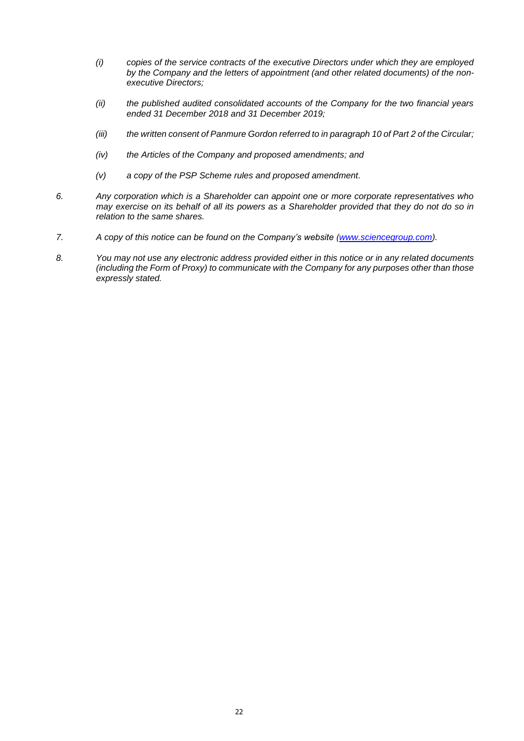*(i) copies of the service contracts of the executive Directors under which they are employed by the Company and the letters of appointment (and other related documents) of the non-executive Directors;*

*(ii) the published audited consolidated accounts of the Company for the two financial years ended 31 December 2018 and 31 December 2019;*

*(iii) the written consent of Panmure Gordon referred to in paragraph 10 of Part 2 of the Circular;*

*(iv) the Articles of the Company and proposed amendments; and*

*(v) a copy of the PSP Scheme rules and proposed amendment.*

*6. Any corporation which is a Shareholder can appoint one or more corporate representatives who may exercise on its behalf of all its powers as a Shareholder provided that they do not do so in relation to the same shares.*

*7. A copy of this notice can be found on the Company's website ([www.sciencegroup.com](http://www.sciencegroup.com)).*

*8. You may not use any electronic address provided either in this notice or in any related documents (including the Form of Proxy) to communicate with the Company for any purposes other than those expressly stated.*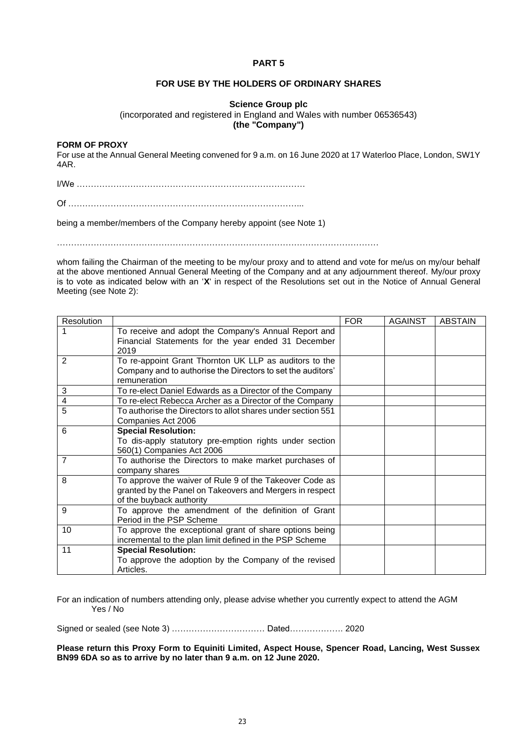**PART 5**

**FOR USE BY THE HOLDERS OF ORDINARY SHARES**

**Science Group plc**
(incorporated and registered in England and Wales with number 06536543)
**(the "Company")**

**FORM OF PROXY**
For use at the Annual General Meeting convened for 9 a.m. on 16 June 2020 at 17 Waterloo Place, London, SW1Y 4AR.

I/We ………………………………………………………………………

Of ………………………………………………………………………...

being a member/members of the Company hereby appoint (see Note 1)

…………………………………………………………………………………………………

whom failing the Chairman of the meeting to be my/our proxy and to attend and vote for me/us on my/our behalf at the above mentioned Annual General Meeting of the Company and at any adjournment thereof. My/our proxy is to vote as indicated below with an '**X**' in respect of the Resolutions set out in the Notice of Annual General Meeting (see Note 2):

| Resolution | | FOR | AGAINST | ABSTAIN |
|---|---|---|---|---|
| 1 | To receive and adopt the Company's Annual Report and Financial Statements for the year ended 31 December 2019 | | | |
| 2 | To re-appoint Grant Thornton UK LLP as auditors to the Company and to authorise the Directors to set the auditors' remuneration | | | |
| 3 | To re-elect Daniel Edwards as a Director of the Company | | | |
| 4 | To re-elect Rebecca Archer as a Director of the Company | | | |
| 5 | To authorise the Directors to allot shares under section 551 Companies Act 2006 | | | |
| 6 | **Special Resolution:** To dis-apply statutory pre-emption rights under section 560(1) Companies Act 2006 | | | |
| 7 | To authorise the Directors to make market purchases of company shares | | | |
| 8 | To approve the waiver of Rule 9 of the Takeover Code as granted by the Panel on Takeovers and Mergers in respect of the buyback authority | | | |
| 9 | To approve the amendment of the definition of Grant Period in the PSP Scheme | | | |
| 10 | To approve the exceptional grant of share options being incremental to the plan limit defined in the PSP Scheme | | | |
| 11 | **Special Resolution:** To approve the adoption by the Company of the revised Articles. | | | |

For an indication of numbers attending only, please advise whether you currently expect to attend the AGM
Yes / No

Signed or sealed (see Note 3) …………………………… Dated………………. 2020

**Please return this Proxy Form to Equiniti Limited, Aspect House, Spencer Road, Lancing, West Sussex BN99 6DA so as to arrive by no later than 9 a.m. on 12 June 2020.**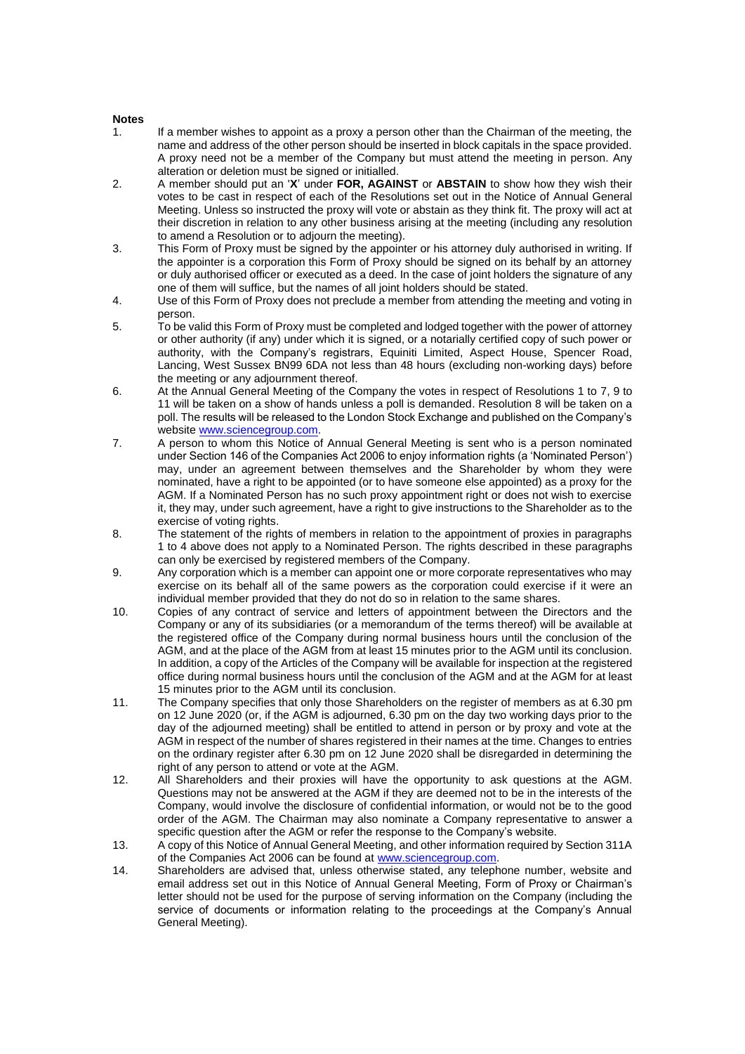**Notes**

1. If a member wishes to appoint as a proxy a person other than the Chairman of the meeting, the name and address of the other person should be inserted in block capitals in the space provided. A proxy need not be a member of the Company but must attend the meeting in person. Any alteration or deletion must be signed or initialled.
2. A member should put an '**X**' under **FOR, AGAINST** or **ABSTAIN** to show how they wish their votes to be cast in respect of each of the Resolutions set out in the Notice of Annual General Meeting. Unless so instructed the proxy will vote or abstain as they think fit. The proxy will act at their discretion in relation to any other business arising at the meeting (including any resolution to amend a Resolution or to adjourn the meeting).
3. This Form of Proxy must be signed by the appointer or his attorney duly authorised in writing. If the appointer is a corporation this Form of Proxy should be signed on its behalf by an attorney or duly authorised officer or executed as a deed. In the case of joint holders the signature of any one of them will suffice, but the names of all joint holders should be stated.
4. Use of this Form of Proxy does not preclude a member from attending the meeting and voting in person.
5. To be valid this Form of Proxy must be completed and lodged together with the power of attorney or other authority (if any) under which it is signed, or a notarially certified copy of such power or authority, with the Company's registrars, Equiniti Limited, Aspect House, Spencer Road, Lancing, West Sussex BN99 6DA not less than 48 hours (excluding non-working days) before the meeting or any adjournment thereof.
6. At the Annual General Meeting of the Company the votes in respect of Resolutions 1 to 7, 9 to 11 will be taken on a show of hands unless a poll is demanded. Resolution 8 will be taken on a poll. The results will be released to the London Stock Exchange and published on the Company's website www.sciencegroup.com.
7. A person to whom this Notice of Annual General Meeting is sent who is a person nominated under Section 146 of the Companies Act 2006 to enjoy information rights (a 'Nominated Person') may, under an agreement between themselves and the Shareholder by whom they were nominated, have a right to be appointed (or to have someone else appointed) as a proxy for the AGM. If a Nominated Person has no such proxy appointment right or does not wish to exercise it, they may, under such agreement, have a right to give instructions to the Shareholder as to the exercise of voting rights.
8. The statement of the rights of members in relation to the appointment of proxies in paragraphs 1 to 4 above does not apply to a Nominated Person. The rights described in these paragraphs can only be exercised by registered members of the Company.
9. Any corporation which is a member can appoint one or more corporate representatives who may exercise on its behalf all of the same powers as the corporation could exercise if it were an individual member provided that they do not do so in relation to the same shares.
10. Copies of any contract of service and letters of appointment between the Directors and the Company or any of its subsidiaries (or a memorandum of the terms thereof) will be available at the registered office of the Company during normal business hours until the conclusion of the AGM, and at the place of the AGM from at least 15 minutes prior to the AGM until its conclusion. In addition, a copy of the Articles of the Company will be available for inspection at the registered office during normal business hours until the conclusion of the AGM and at the AGM for at least 15 minutes prior to the AGM until its conclusion.
11. The Company specifies that only those Shareholders on the register of members as at 6.30 pm on 12 June 2020 (or, if the AGM is adjourned, 6.30 pm on the day two working days prior to the day of the adjourned meeting) shall be entitled to attend in person or by proxy and vote at the AGM in respect of the number of shares registered in their names at the time. Changes to entries on the ordinary register after 6.30 pm on 12 June 2020 shall be disregarded in determining the right of any person to attend or vote at the AGM.
12. All Shareholders and their proxies will have the opportunity to ask questions at the AGM. Questions may not be answered at the AGM if they are deemed not to be in the interests of the Company, would involve the disclosure of confidential information, or would not be to the good order of the AGM. The Chairman may also nominate a Company representative to answer a specific question after the AGM or refer the response to the Company's website.
13. A copy of this Notice of Annual General Meeting, and other information required by Section 311A of the Companies Act 2006 can be found at www.sciencegroup.com.
14. Shareholders are advised that, unless otherwise stated, any telephone number, website and email address set out in this Notice of Annual General Meeting, Form of Proxy or Chairman's letter should not be used for the purpose of serving information on the Company (including the service of documents or information relating to the proceedings at the Company's Annual General Meeting).